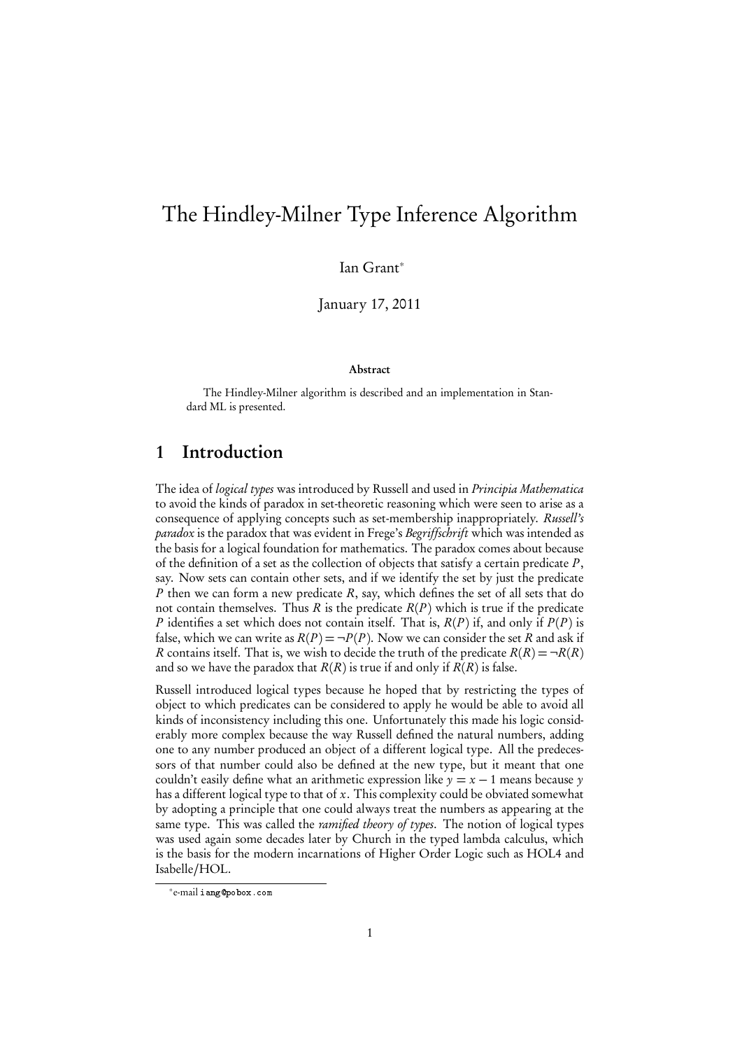# The Hindley-Milner Type Inference Algorithm

Ian Grant[*]

January 17, 2011

**Abstract**

The Hindley-Milner algorithm is described and an implementation in Standard ML is presented.

## 1 Introduction

The idea of *logical types* was introduced by Russell and used in *Principia Mathematica* to avoid the kinds of paradox in set-theoretic reasoning which were seen to arise as a consequence of applying concepts such as set-membership inappropriately. *Russell's paradox* is the paradox that was evident in Frege's *Begriffschrift* which was intended as the basis for a logical foundation for mathematics. The paradox comes about because of the definition of a set as the collection of objects that satisfy a certain predicate $P$, say. Now sets can contain other sets, and if we identify the set by just the predicate $P$ then we can form a new predicate $R$, say, which defines the set of all sets that do not contain themselves. Thus $R$ is the predicate $R(P)$ which is true if the predicate $P$ identifies a set which does not contain itself. That is, $R(P)$ if, and only if $P(P)$ is false, which we can write as $R(P) = \neg P(P)$. Now we can consider the set $R$ and ask if $R$ contains itself. That is, we wish to decide the truth of the predicate $R(R) = \neg R(R)$ and so we have the paradox that $R(R)$ is true if and only if $R(R)$ is false.

Russell introduced logical types because he hoped that by restricting the types of object to which predicates can be considered to apply he would be able to avoid all kinds of inconsistency including this one. Unfortunately this made his logic considerably more complex because the way Russell defined the natural numbers, adding one to any number produced an object of a different logical type. All the predecessors of that number could also be defined at the new type, but it meant that one couldn't easily define what an arithmetic expression like $y = x - 1$ means because $y$ has a different logical type to that of $x$. This complexity could be obviated somewhat by adopting a principle that one could always treat the numbers as appearing at the same type. This was called the *ramified theory of types*. The notion of logical types was used again some decades later by Church in the typed lambda calculus, which is the basis for the modern incarnations of Higher Order Logic such as HOL4 and Isabelle/HOL.

[*] e-mail iang@pobox.com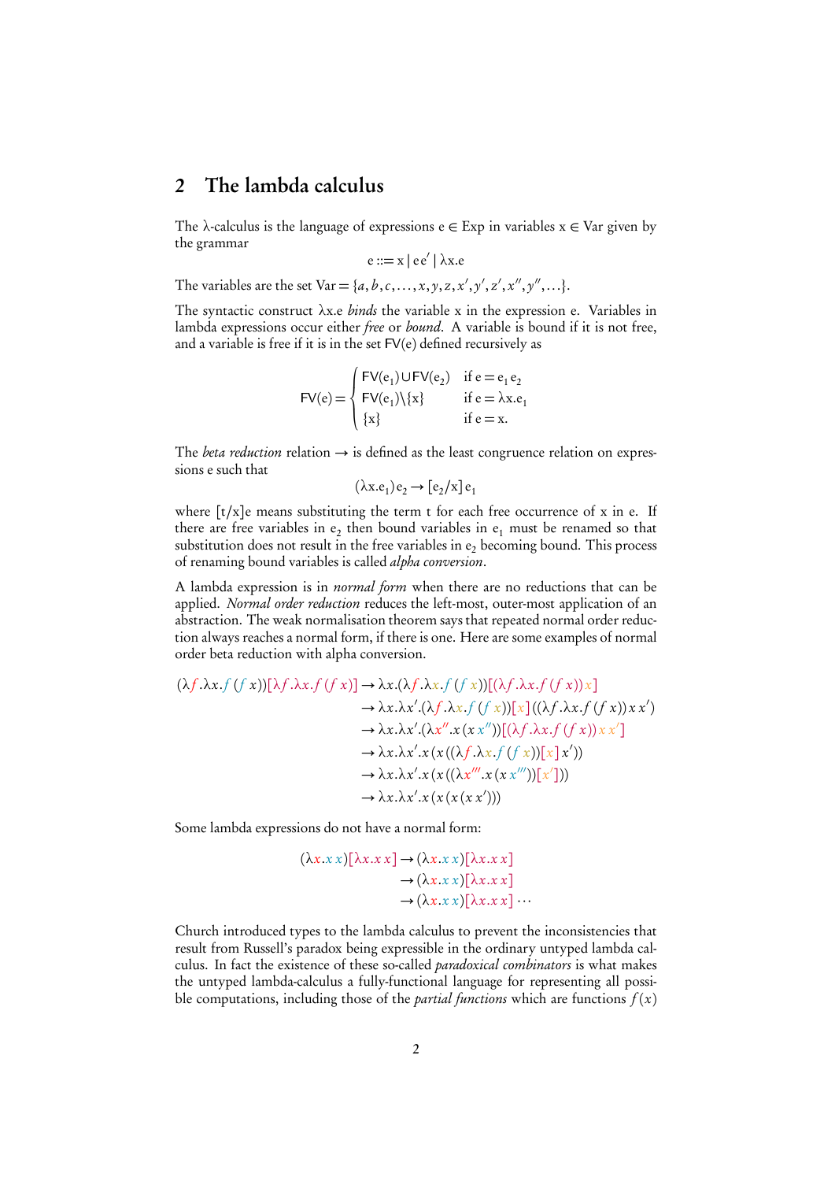## 2 The lambda calculus

The λ-calculus is the language of expressions $\mathrm{e} \in \mathrm{Exp}$ in variables $\mathrm{x} \in \mathrm{Var}$ given by the grammar

$$\mathrm{e} ::= \mathrm{x} \mid \mathrm{e}\,\mathrm{e}' \mid \lambda \mathrm{x}.\mathrm{e}$$

The variables are the set $\mathrm{Var} = \{a, b, c, \ldots, x, y, z, x', y', z', x'', y'', \ldots\}$.

The syntactic construct $\lambda\mathrm{x}.\mathrm{e}$ *binds* the variable x in the expression e. Variables in lambda expressions occur either *free* or *bound*. A variable is bound if it is not free, and a variable is free if it is in the set $\mathsf{FV}(\mathrm{e})$ defined recursively as

$$\mathsf{FV}(\mathrm{e}) = \begin{cases} \mathsf{FV}(\mathrm{e}_1) \cup \mathsf{FV}(\mathrm{e}_2) & \text{if } \mathrm{e} = \mathrm{e}_1\,\mathrm{e}_2 \\ \mathsf{FV}(\mathrm{e}_1) \backslash \{\mathrm{x}\} & \text{if } \mathrm{e} = \lambda\mathrm{x}.\mathrm{e}_1 \\ \{\mathrm{x}\} & \text{if } \mathrm{e} = \mathrm{x}. \end{cases}$$

The *beta reduction* relation $\rightarrow$ is defined as the least congruence relation on expressions e such that

$$(\lambda\mathrm{x}.\mathrm{e}_1)\,\mathrm{e}_2 \rightarrow [\mathrm{e}_2/\mathrm{x}]\,\mathrm{e}_1$$

where $[\mathrm{t}/\mathrm{x}]\mathrm{e}$ means substituting the term t for each free occurrence of x in e. If there are free variables in $\mathrm{e}_2$ then bound variables in $\mathrm{e}_1$ must be renamed so that substitution does not result in the free variables in $\mathrm{e}_2$ becoming bound. This process of renaming bound variables is called *alpha conversion*.

A lambda expression is in *normal form* when there are no reductions that can be applied. *Normal order reduction* reduces the left-most, outer-most application of an abstraction. The weak normalisation theorem says that repeated normal order reduction always reaches a normal form, if there is one. Here are some examples of normal order beta reduction with alpha conversion.

$$\begin{aligned}
(\lambda f.\lambda x.f\,(f\,x))[\lambda f.\lambda x.f\,(f\,x)] &\rightarrow \lambda x.(\lambda f.\lambda x.f\,(f\,x))[(\lambda f.\lambda x.f\,(f\,x))\,x] \\
&\rightarrow \lambda x.\lambda x'.(\lambda f.\lambda x.f\,(f\,x))[x]\,((\lambda f.\lambda x.f\,(f\,x))\,x\,x') \\
&\rightarrow \lambda x.\lambda x'.(\lambda x''.x\,(x\,x''))[(\lambda f.\lambda x.f\,(f\,x))\,x\,x'] \\
&\rightarrow \lambda x.\lambda x'.x\,(x\,((\lambda f.\lambda x.f\,(f\,x))[x]\,x')) \\
&\rightarrow \lambda x.\lambda x'.x\,(x\,((\lambda x'''.x\,(x\,x'''))[x'])) \\
&\rightarrow \lambda x.\lambda x'.x\,(x\,(x\,(x\,x')))
\end{aligned}$$

Some lambda expressions do not have a normal form:

$$\begin{aligned}
(\lambda x.x\,x)[\lambda x.x\,x] &\rightarrow (\lambda x.x\,x)[\lambda x.x\,x] \\
&\rightarrow (\lambda x.x\,x)[\lambda x.x\,x] \\
&\rightarrow (\lambda x.x\,x)[\lambda x.x\,x] \cdots
\end{aligned}$$

Church introduced types to the lambda calculus to prevent the inconsistencies that result from Russell's paradox being expressible in the ordinary untyped lambda calculus. In fact the existence of these so-called *paradoxical combinators* is what makes the untyped lambda-calculus a fully-functional language for representing all possible computations, including those of the *partial functions* which are functions $f(x)$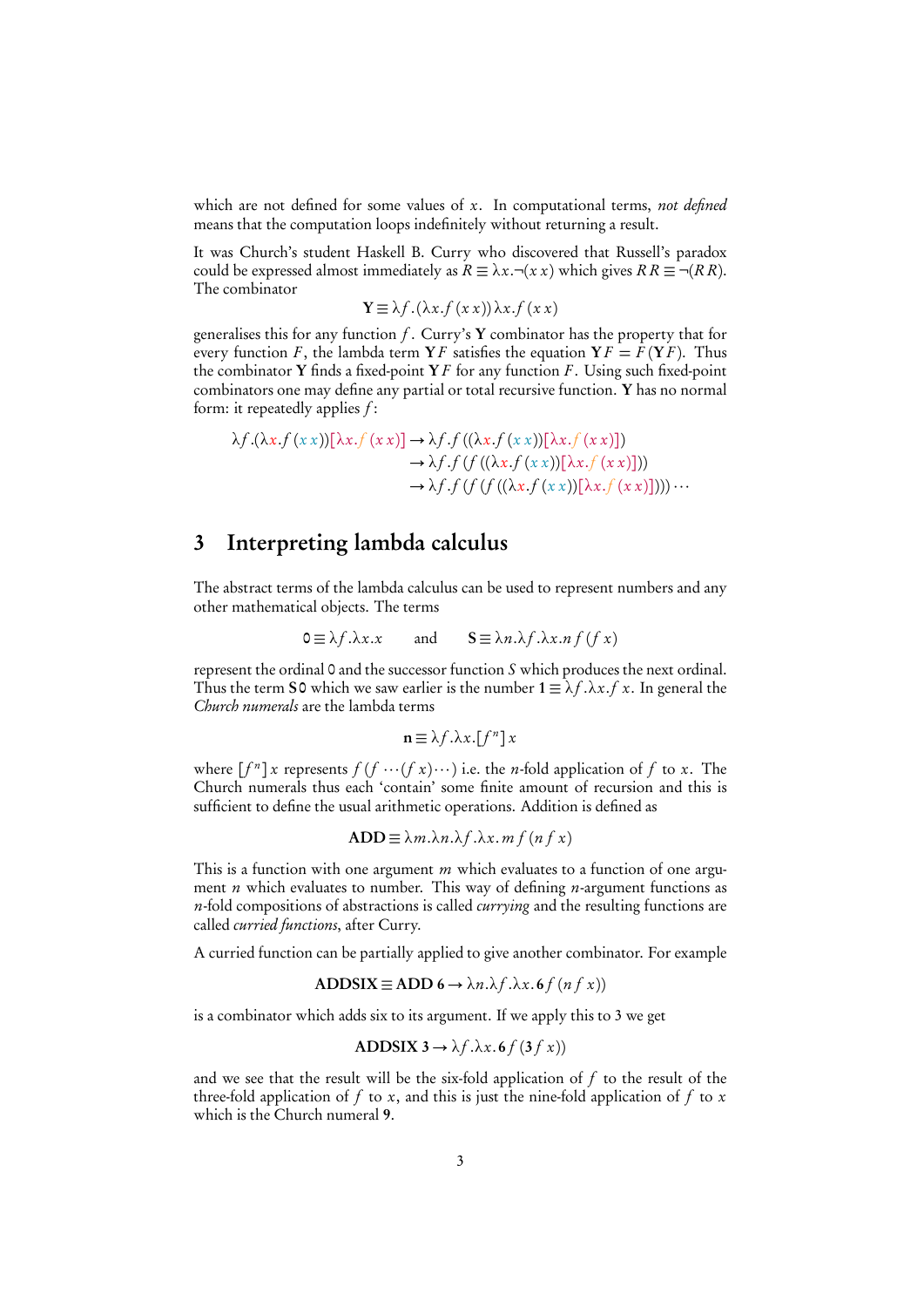which are not defined for some values of $x$. In computational terms, *not defined* means that the computation loops indefinitely without returning a result.

It was Church's student Haskell B. Curry who discovered that Russell's paradox could be expressed almost immediately as $R \equiv \lambda x.\neg(x\,x)$ which gives $R\,R \equiv \neg(R\,R)$. The combinator

$$\mathbf{Y} \equiv \lambda f.(\lambda x.f\,(x\,x))\,\lambda x.f\,(x\,x)$$

generalises this for any function $f$. Curry's $\mathbf{Y}$ combinator has the property that for every function $F$, the lambda term $\mathbf{Y}F$ satisfies the equation $\mathbf{Y}F = F\,(\mathbf{Y}F)$. Thus the combinator $\mathbf{Y}$ finds a fixed-point $\mathbf{Y}F$ for any function $F$. Using such fixed-point combinators one may define any partial or total recursive function. $\mathbf{Y}$ has no normal form: it repeatedly applies $f$:

$$\begin{aligned}
\lambda f.(\lambda x.f\,(x\,x))[\lambda x.f\,(x\,x)] &\rightarrow \lambda f.f\,((\lambda x.f\,(x\,x))[\lambda x.f\,(x\,x)]) \\
&\rightarrow \lambda f.f\,(f\,((\lambda x.f\,(x\,x))[\lambda x.f\,(x\,x)])) \\
&\rightarrow \lambda f.f\,(f\,(f\,((\lambda x.f\,(x\,x))[\lambda x.f\,(x\,x)])))\cdots
\end{aligned}$$

## 3 Interpreting lambda calculus

The abstract terms of the lambda calculus can be used to represent numbers and any other mathematical objects. The terms

$$\mathtt{0} \equiv \lambda f.\lambda x.x \qquad \text{and} \qquad \mathbf{S} \equiv \lambda n.\lambda f.\lambda x.n\,f\,(f\,x)$$

represent the ordinal $\mathtt{0}$ and the successor function $S$ which produces the next ordinal. Thus the term $\mathbf{S}\mathtt{0}$ which we saw earlier is the number $\mathbf{1} \equiv \lambda f.\lambda x.f\,x$. In general the *Church numerals* are the lambda terms

$$\mathbf{n} \equiv \lambda f.\lambda x.[f^n]\,x$$

where $[f^n]\,x$ represents $f\,(f\,\cdots(f\,x)\cdots)$ i.e. the $n$-fold application of $f$ to $x$. The Church numerals thus each 'contain' some finite amount of recursion and this is sufficient to define the usual arithmetic operations. Addition is defined as

$$\mathbf{ADD} \equiv \lambda m.\lambda n.\lambda f.\lambda x.\,m\,f\,(n\,f\,x)$$

This is a function with one argument $m$ which evaluates to a function of one argument $n$ which evaluates to number. This way of defining $n$-argument functions as $n$-fold compositions of abstractions is called *currying* and the resulting functions are called *curried functions*, after Curry.

A curried function can be partially applied to give another combinator. For example

$$\mathbf{ADDSIX} \equiv \mathbf{ADD}\;\mathbf{6} \rightarrow \lambda n.\lambda f.\lambda x.\,\mathbf{6}\,f\,(n\,f\,x))$$

is a combinator which adds six to its argument. If we apply this to $\mathbf{3}$ we get

$$\mathbf{ADDSIX}\;\mathbf{3} \rightarrow \lambda f.\lambda x.\,\mathbf{6}\,f\,(\mathbf{3}\,f\,x))$$

and we see that the result will be the six-fold application of $f$ to the result of the three-fold application of $f$ to $x$, and this is just the nine-fold application of $f$ to $x$ which is the Church numeral $\mathbf{9}$.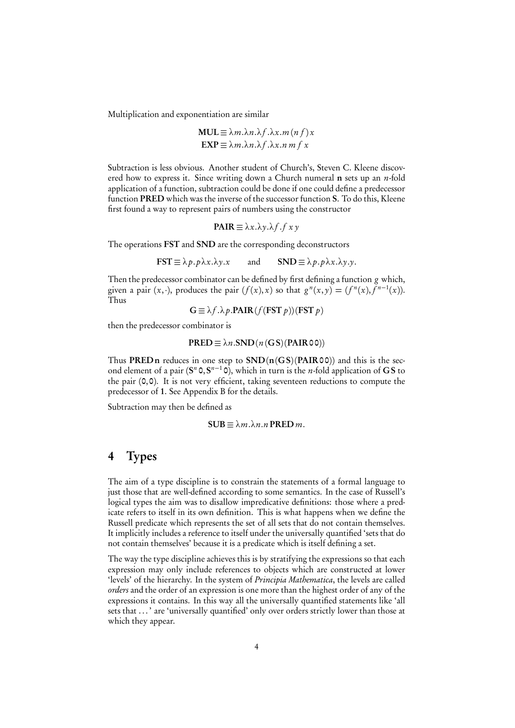Multiplication and exponentiation are similar

$$\mathbf{MUL} \equiv \lambda m.\lambda n.\lambda f.\lambda x.m\,(n\,f)\,x$$
$$\mathbf{EXP} \equiv \lambda m.\lambda n.\lambda f.\lambda x.n\,m\,f\,x$$

Subtraction is less obvious. Another student of Church's, Steven C. Kleene discovered how to express it. Since writing down a Church numeral **n** sets up an $n$-fold application of a function, subtraction could be done if one could define a predecessor function **PRED** which was the inverse of the successor function **S**. To do this, Kleene first found a way to represent pairs of numbers using the constructor

$$\mathbf{PAIR} \equiv \lambda x.\lambda y.\lambda f.f\,x\,y$$

The operations **FST** and **SND** are the corresponding deconstructors

$$\mathbf{FST} \equiv \lambda p.p\lambda x.\lambda y.x \qquad \text{and} \qquad \mathbf{SND} \equiv \lambda p.p\lambda x.\lambda y.y.$$

Then the predecessor combinator can be defined by first defining a function $g$ which, given a pair $(x,\cdot)$, produces the pair $(f(x),x)$ so that $g^n(x,y) = (f^n(x), f^{n-1}(x))$. Thus

$$\mathbf{G} \equiv \lambda f.\lambda p.\mathbf{PAIR}(f(\mathbf{FST}\,p))(\mathbf{FST}\,p)$$

then the predecessor combinator is

$$\mathbf{PRED} \equiv \lambda n.\mathbf{SND}(n\,(\mathbf{G}\,\mathbf{S})(\mathbf{PAIR}\,\mathtt{0}\,\mathtt{0}))$$

Thus $\mathbf{PRED}\,\mathbf{n}$ reduces in one step to $\mathbf{SND}(\mathbf{n}(\mathbf{G}\,\mathbf{S})(\mathbf{PAIR}\,\mathtt{0}\,\mathtt{0}))$ and this is the second element of a pair $(\mathbf{S}^n\,\mathtt{0}, \mathbf{S}^{n-1}\,\mathtt{0})$, which in turn is the $n$-fold application of $\mathbf{G}\,\mathbf{S}$ to the pair $(\mathtt{0},\mathtt{0})$. It is not very efficient, taking seventeen reductions to compute the predecessor of **1**. See Appendix B for the details.

Subtraction may then be defined as

$$\mathbf{SUB} \equiv \lambda m.\lambda n.n\,\mathbf{PRED}\,m.$$

# 4 Types

The aim of a type discipline is to constrain the statements of a formal language to just those that are well-defined according to some semantics. In the case of Russell's logical types the aim was to disallow impredicative definitions: those where a predicate refers to itself in its own definition. This is what happens when we define the Russell predicate which represents the set of all sets that do not contain themselves. It implicitly includes a reference to itself under the universally quantified 'sets that do not contain themselves' because it is a predicate which is itself defining a set.

The way the type discipline achieves this is by stratifying the expressions so that each expression may only include references to objects which are constructed at lower 'levels' of the hierarchy. In the system of *Principia Mathematica*, the levels are called *orders* and the order of an expression is one more than the highest order of any of the expressions it contains. In this way all the universally quantified statements like 'all sets that ...' are 'universally quantified' only over orders strictly lower than those at which they appear.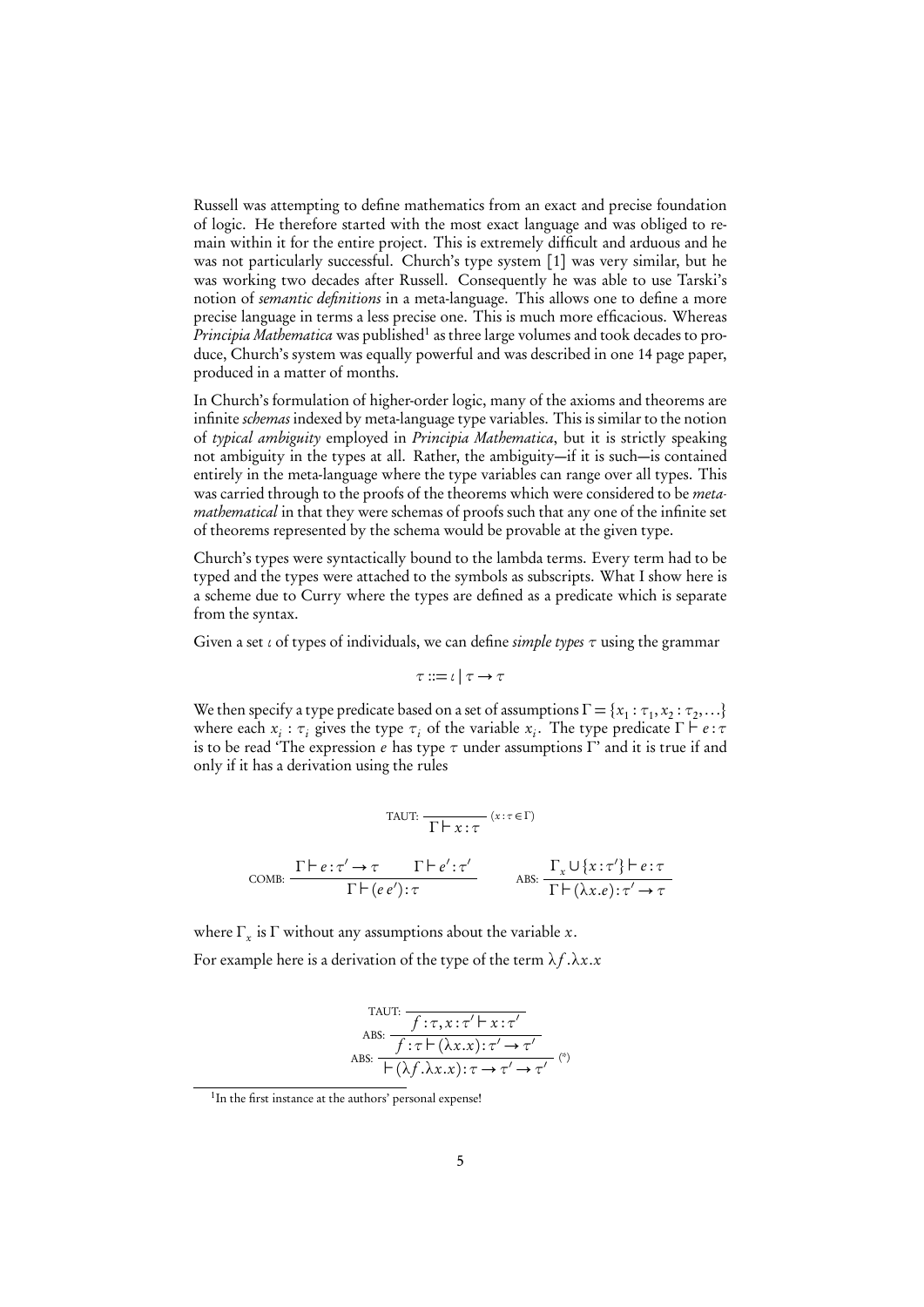Russell was attempting to define mathematics from an exact and precise foundation of logic. He therefore started with the most exact language and was obliged to remain within it for the entire project. This is extremely difficult and arduous and he was not particularly successful. Church's type system [1] was very similar, but he was working two decades after Russell. Consequently he was able to use Tarski's notion of *semantic definitions* in a meta-language. This allows one to define a more precise language in terms a less precise one. This is much more efficacious. Whereas *Principia Mathematica* was published[1] as three large volumes and took decades to produce, Church's system was equally powerful and was described in one 14 page paper, produced in a matter of months.

In Church's formulation of higher-order logic, many of the axioms and theorems are infinite *schemas* indexed by meta-language type variables. This is similar to the notion of *typical ambiguity* employed in *Principia Mathematica*, but it is strictly speaking not ambiguity in the types at all. Rather, the ambiguity—if it is such—is contained entirely in the meta-language where the type variables can range over all types. This was carried through to the proofs of the theorems which were considered to be *metamathematical* in that they were schemas of proofs such that any one of the infinite set of theorems represented by the schema would be provable at the given type.

Church's types were syntactically bound to the lambda terms. Every term had to be typed and the types were attached to the symbols as subscripts. What I show here is a scheme due to Curry where the types are defined as a predicate which is separate from the syntax.

Given a set $\iota$ of types of individuals, we can define *simple types* $\tau$ using the grammar

$$\tau ::= \iota \mid \tau \to \tau$$

We then specify a type predicate based on a set of assumptions $\Gamma = \{x_1 : \tau_1, x_2 : \tau_2, \ldots\}$ where each $x_i : \tau_i$ gives the type $\tau_i$ of the variable $x_i$. The type predicate $\Gamma \vdash e : \tau$ is to be read 'The expression $e$ has type $\tau$ under assumptions $\Gamma$' and it is true if and only if it has a derivation using the rules

$$\text{TAUT: } \frac{}{\Gamma \vdash x : \tau} \; (x : \tau \in \Gamma)$$

$$\text{COMB: } \frac{\Gamma \vdash e : \tau' \to \tau \qquad \Gamma \vdash e' : \tau'}{\Gamma \vdash (e\, e') : \tau} \qquad \text{ABS: } \frac{\Gamma_x \cup \{x : \tau'\} \vdash e : \tau}{\Gamma \vdash (\lambda x.e) : \tau' \to \tau}$$

where $\Gamma_x$ is $\Gamma$ without any assumptions about the variable $x$.

For example here is a derivation of the type of the term $\lambda f.\lambda x.x$

$$\text{ABS: } \cfrac{\text{ABS: } \cfrac{\text{TAUT: } \cfrac{}{f : \tau, x : \tau' \vdash x : \tau'}}{f : \tau \vdash (\lambda x.x) : \tau' \to \tau'}}{\vdash (\lambda f.\lambda x.x) : \tau \to \tau' \to \tau'} \; (^*)$$

[1] In the first instance at the authors' personal expense!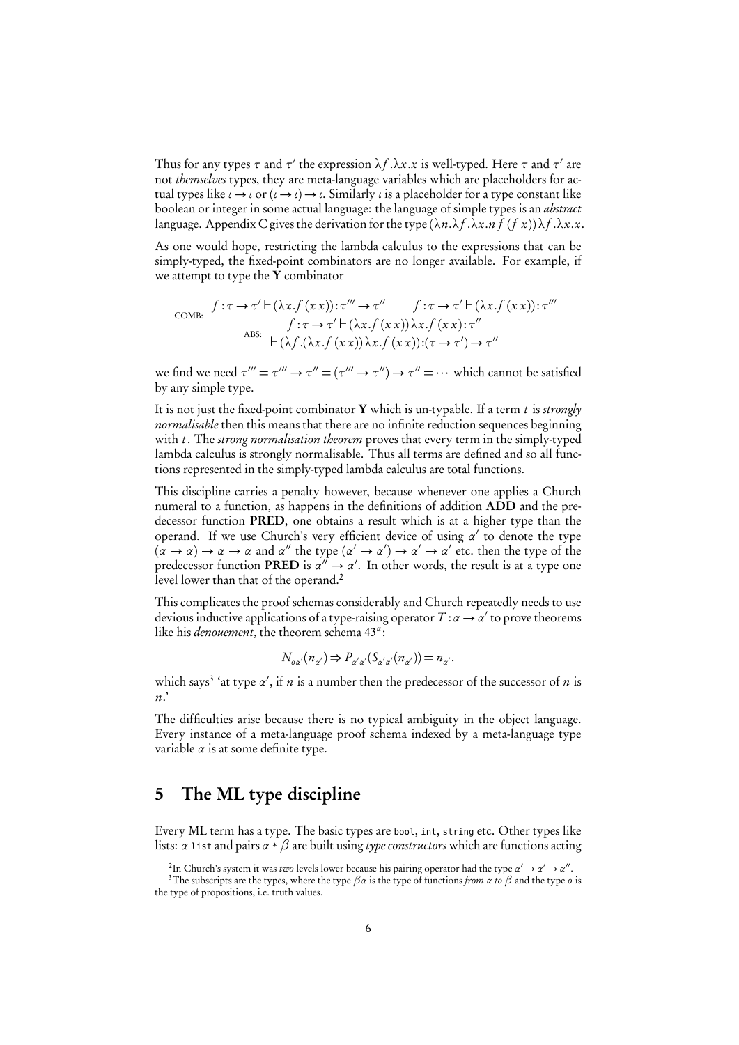Thus for any types $\tau$ and $\tau'$ the expression $\lambda f.\lambda x.x$ is well-typed. Here $\tau$ and $\tau'$ are not *themselves* types, they are meta-language variables which are placeholders for actual types like $\iota \to \iota$ or $(\iota \to \iota) \to \iota$. Similarly $\iota$ is a placeholder for a type constant like boolean or integer in some actual language: the language of simple types is an *abstract* language. Appendix C gives the derivation for the type $(\lambda n.\lambda f.\lambda x.n\, f\, (f\, x))\, \lambda f.\lambda x.x$.

As one would hope, restricting the lambda calculus to the expressions that can be simply-typed, the fixed-point combinators are no longer available. For example, if we attempt to type the **Y** combinator

$$\text{ABS: } \frac{\text{COMB: } \dfrac{f:\tau \to \tau' \vdash (\lambda x.f\,(x\,x)):\tau''' \to \tau'' \qquad f:\tau \to \tau' \vdash (\lambda x.f\,(x\,x)):\tau'''}{f:\tau \to \tau' \vdash (\lambda x.f\,(x\,x))\,\lambda x.f\,(x\,x):\tau''}}{\vdash (\lambda f.(\lambda x.f\,(x\,x))\,\lambda x.f\,(x\,x)):(\tau \to \tau') \to \tau''}$$

we find we need $\tau''' = \tau''' \to \tau'' = (\tau''' \to \tau'') \to \tau'' = \cdots$ which cannot be satisfied by any simple type.

It is not just the fixed-point combinator **Y** which is un-typable. If a term $t$ is *strongly normalisable* then this means that there are no infinite reduction sequences beginning with $t$. The *strong normalisation theorem* proves that every term in the simply-typed lambda calculus is strongly normalisable. Thus all terms are defined and so all functions represented in the simply-typed lambda calculus are total functions.

This discipline carries a penalty however, because whenever one applies a Church numeral to a function, as happens in the definitions of addition **ADD** and the predecessor function **PRED**, one obtains a result which is at a higher type than the operand. If we use Church's very efficient device of using $\alpha'$ to denote the type $(\alpha \to \alpha) \to \alpha \to \alpha$ and $\alpha''$ the type $(\alpha' \to \alpha') \to \alpha' \to \alpha'$ etc. then the type of the predecessor function **PRED** is $\alpha'' \to \alpha'$. In other words, the result is at a type one level lower than that of the operand.[2]

This complicates the proof schemas considerably and Church repeatedly needs to use devious inductive applications of a type-raising operator $T : \alpha \to \alpha'$ to prove theorems like his *denouement*, the theorem schema $43^\alpha$:

$$N_{o\alpha'}(n_{\alpha'}) \Rightarrow P_{\alpha'\alpha'}(S_{\alpha'\alpha'}(n_{\alpha'})) = n_{\alpha'}.$$

which says[3] 'at type $\alpha'$, if $n$ is a number then the predecessor of the successor of $n$ is $n$.'

The difficulties arise because there is no typical ambiguity in the object language. Every instance of a meta-language proof schema indexed by a meta-language type variable $\alpha$ is at some definite type.

## 5 The ML type discipline

Every ML term has a type. The basic types are `bool`, `int`, `string` etc. Other types like lists: $\alpha$ `list` and pairs $\alpha * \beta$ are built using *type constructors* which are functions acting

[2] In Church's system it was *two* levels lower because his pairing operator had the type $\alpha' \to \alpha' \to \alpha''$.

[3] The subscripts are the types, where the type $\beta\alpha$ is the type of functions *from $\alpha$ to $\beta$* and the type $o$ is the type of propositions, i.e. truth values.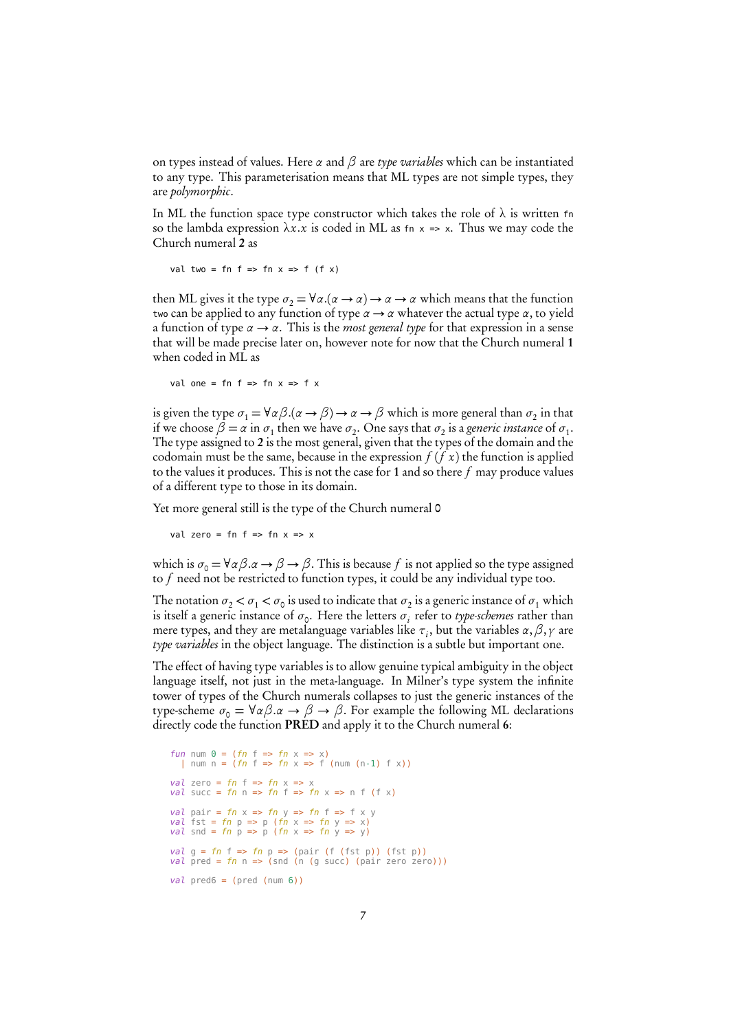on types instead of values. Here $\alpha$ and $\beta$ are *type variables* which can be instantiated to any type. This parameterisation means that ML types are not simple types, they are *polymorphic*.

In ML the function space type constructor which takes the role of $\lambda$ is written `fn` so the lambda expression $\lambda x.x$ is coded in ML as `fn x => x`. Thus we may code the Church numeral **2** as

```
val two = fn f => fn x => f (f x)
```

then ML gives it the type $\sigma_2 = \forall\alpha.(\alpha \to \alpha) \to \alpha \to \alpha$ which means that the function `two` can be applied to any function of type $\alpha \to \alpha$ whatever the actual type $\alpha$, to yield a function of type $\alpha \to \alpha$. This is the *most general type* for that expression in a sense that will be made precise later on, however note for now that the Church numeral **1** when coded in ML as

```
val one = fn f => fn x => f x
```

is given the type $\sigma_1 = \forall\alpha\beta.(\alpha \to \beta) \to \alpha \to \beta$ which is more general than $\sigma_2$ in that if we choose $\beta = \alpha$ in $\sigma_1$ then we have $\sigma_2$. One says that $\sigma_2$ is a *generic instance* of $\sigma_1$. The type assigned to **2** is the most general, given that the types of the domain and the codomain must be the same, because in the expression $f\,(f\,x)$ the function is applied to the values it produces. This is not the case for **1** and so there $f$ may produce values of a different type to those in its domain.

Yet more general still is the type of the Church numeral **0**

```
val zero = fn f => fn x => x
```

which is $\sigma_0 = \forall\alpha\beta.\alpha \to \beta \to \beta$. This is because $f$ is not applied so the type assigned to $f$ need not be restricted to function types, it could be any individual type too.

The notation $\sigma_2 < \sigma_1 < \sigma_0$ is used to indicate that $\sigma_2$ is a generic instance of $\sigma_1$ which is itself a generic instance of $\sigma_0$. Here the letters $\sigma_i$ refer to *type-schemes* rather than mere types, and they are metalanguage variables like $\tau_i$, but the variables $\alpha, \beta, \gamma$ are *type variables* in the object language. The distinction is a subtle but important one.

The effect of having type variables is to allow genuine typical ambiguity in the object language itself, not just in the meta-language. In Milner's type system the infinite tower of types of the Church numerals collapses to just the generic instances of the type-scheme $\sigma_0 = \forall\alpha\beta.\alpha \to \beta \to \beta$. For example the following ML declarations directly code the function **PRED** and apply it to the Church numeral **6**:

```
fun num 0 = (fn f => fn x => x)
  | num n = (fn f => fn x => f (num (n-1) f x))

val zero = fn f => fn x => x
val succ = fn n => fn f => fn x => n f (f x)

val pair = fn x => fn y => fn f => f x y
val fst = fn p => p (fn x => fn y => x)
val snd = fn p => p (fn x => fn y => y)

val g = fn f => fn p => (pair (f (fst p)) (fst p))
val pred = fn n => (snd (n (g succ) (pair zero zero)))

val pred6 = (pred (num 6))
```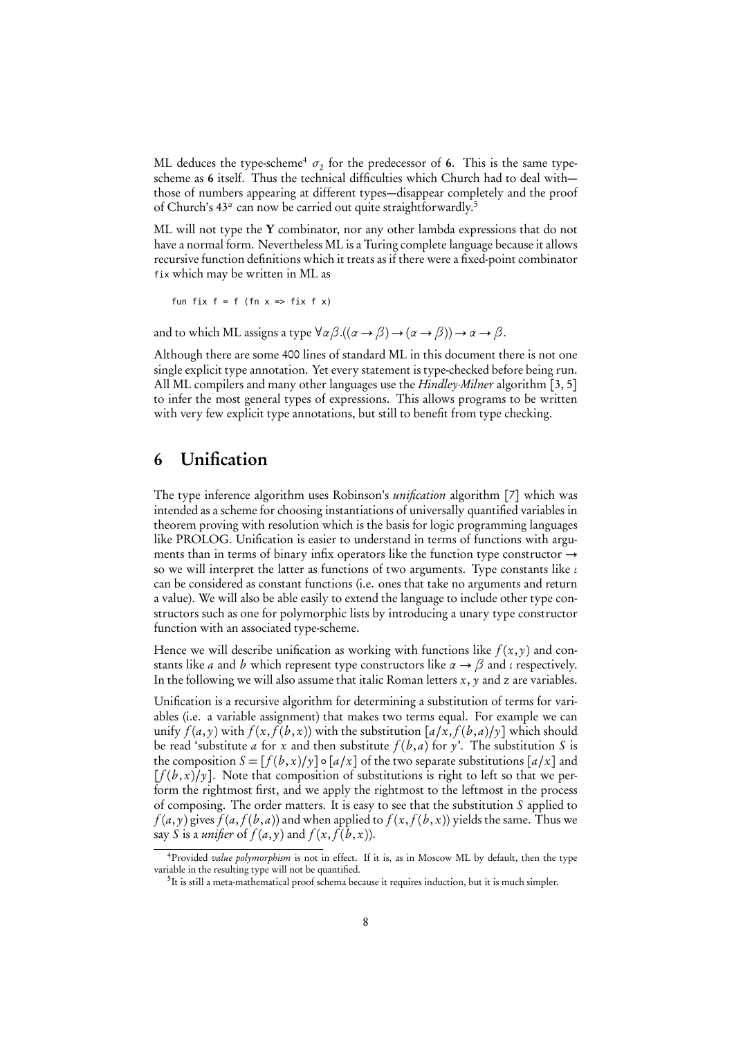ML deduces the type-scheme[4] $\sigma_2$ for the predecessor of **6**. This is the same type-scheme as **6** itself. Thus the technical difficulties which Church had to deal with—those of numbers appearing at different types—disappear completely and the proof of Church's $43^{\alpha}$ can now be carried out quite straightforwardly.[5]

ML will not type the **Y** combinator, nor any other lambda expressions that do not have a normal form. Nevertheless ML is a Turing complete language because it allows recursive function definitions which it treats as if there were a fixed-point combinator `fix` which may be written in ML as

```
fun fix f = f (fn x => fix f x)
```

and to which ML assigns a type $\forall \alpha \beta.((\alpha \to \beta) \to (\alpha \to \beta)) \to \alpha \to \beta$.

Although there are some 400 lines of standard ML in this document there is not one single explicit type annotation. Yet every statement is type-checked before being run. All ML compilers and many other languages use the *Hindley-Milner* algorithm [3, 5] to infer the most general types of expressions. This allows programs to be written with very few explicit type annotations, but still to benefit from type checking.

## 6 Unification

The type inference algorithm uses Robinson's *unification* algorithm [7] which was intended as a scheme for choosing instantiations of universally quantified variables in theorem proving with resolution which is the basis for logic programming languages like PROLOG. Unification is easier to understand in terms of functions with arguments than in terms of binary infix operators like the function type constructor $\to$ so we will interpret the latter as functions of two arguments. Type constants like $\iota$ can be considered as constant functions (i.e. ones that take no arguments and return a value). We will also be able easily to extend the language to include other type constructors such as one for polymorphic lists by introducing a unary type constructor function with an associated type-scheme.

Hence we will describe unification as working with functions like $f(x, y)$ and constants like $a$ and $b$ which represent type constructors like $\alpha \to \beta$ and $\iota$ respectively. In the following we will also assume that italic Roman letters $x$, $y$ and $z$ are variables.

Unification is a recursive algorithm for determining a substitution of terms for variables (i.e. a variable assignment) that makes two terms equal. For example we can unify $f(a, y)$ with $f(x, f(b, x))$ with the substitution $[a/x, f(b, a)/y]$ which should be read 'substitute $a$ for $x$ and then substitute $f(b, a)$ for $y$'. The substitution $S$ is the composition $S = [f(b, x)/y] \circ [a/x]$ of the two separate substitutions $[a/x]$ and $[f(b, x)/y]$. Note that composition of substitutions is right to left so that we perform the rightmost first, and we apply the rightmost to the leftmost in the process of composing. The order matters. It is easy to see that the substitution $S$ applied to $f(a, y)$ gives $f(a, f(b, a))$ and when applied to $f(x, f(b, x))$ yields the same. Thus we say $S$ is a *unifier* of $f(a, y)$ and $f(x, f(b, x))$.

---

[4] Provided *value polymorphism* is not in effect. If it is, as in Moscow ML by default, then the type variable in the resulting type will not be quantified.

[5] It is still a meta-mathematical proof schema because it requires induction, but it is much simpler.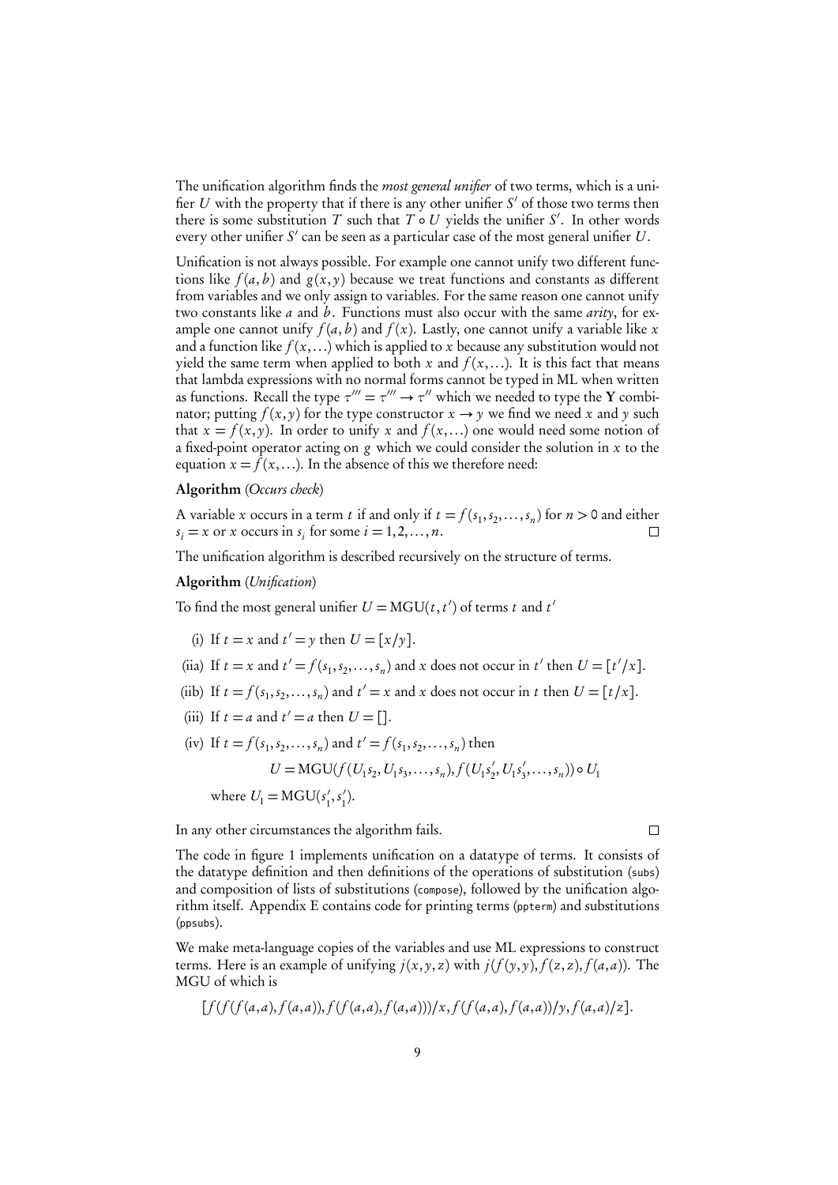The unification algorithm finds the *most general unifier* of two terms, which is a unifier $U$ with the property that if there is any other unifier $S'$ of those two terms then there is some substitution $T$ such that $T \circ U$ yields the unifier $S'$. In other words every other unifier $S'$ can be seen as a particular case of the most general unifier $U$.

Unification is not always possible. For example one cannot unify two different functions like $f(a,b)$ and $g(x,y)$ because we treat functions and constants as different from variables and we only assign to variables. For the same reason one cannot unify two constants like $a$ and $b$. Functions must also occur with the same *arity*, for example one cannot unify $f(a,b)$ and $f(x)$. Lastly, one cannot unify a variable like $x$ and a function like $f(x,\ldots)$ which is applied to $x$ because any substitution would not yield the same term when applied to both $x$ and $f(x,\ldots)$. It is this fact that means that lambda expressions with no normal forms cannot be typed in ML when written as functions. Recall the type $\tau''' = \tau''' \rightarrow \tau''$ which we needed to type the **Y** combinator; putting $f(x,y)$ for the type constructor $x \rightarrow y$ we find we need $x$ and $y$ such that $x = f(x,y)$. In order to unify $x$ and $f(x,\ldots)$ one would need some notion of a fixed-point operator acting on $g$ which we could consider the solution in $x$ to the equation $x = f(x,\ldots)$. In the absence of this we therefore need:

**Algorithm** (*Occurs check*)

A variable $x$ occurs in a term $t$ if and only if $t = f(s_1, s_2, \ldots, s_n)$ for $n > 0$ and either $s_i = x$ or $x$ occurs in $s_i$ for some $i = 1, 2, \ldots, n$. □

The unification algorithm is described recursively on the structure of terms.

**Algorithm** (*Unification*)

To find the most general unifier $U = \text{MGU}(t, t')$ of terms $t$ and $t'$

(i) If $t = x$ and $t' = y$ then $U = [x/y]$.

(iia) If $t = x$ and $t' = f(s_1, s_2, \ldots, s_n)$ and $x$ does not occur in $t'$ then $U = [t'/x]$.

(iib) If $t = f(s_1, s_2, \ldots, s_n)$ and $t' = x$ and $x$ does not occur in $t$ then $U = [t/x]$.

(iii) If $t = a$ and $t' = a$ then $U = []$.

(iv) If $t = f(s_1, s_2, \ldots, s_n)$ and $t' = f(s_1, s_2, \ldots, s_n)$ then

$$U = \text{MGU}(f(U_1 s_2, U_1 s_3, \ldots, s_n), f(U_1 s_2', U_1 s_3', \ldots, s_n)) \circ U_1$$

where $U_1 = \text{MGU}(s_1', s_1')$.

In any other circumstances the algorithm fails. □

The code in figure 1 implements unification on a datatype of terms. It consists of the datatype definition and then definitions of the operations of substitution (subs) and composition of lists of substitutions (compose), followed by the unification algorithm itself. Appendix E contains code for printing terms (ppterm) and substitutions (ppsubs).

We make meta-language copies of the variables and use ML expressions to construct terms. Here is an example of unifying $j(x,y,z)$ with $j(f(y,y), f(z,z), f(a,a))$. The MGU of which is

$$[f(f(f(a,a), f(a,a)), f(f(a,a), f(a,a)))/x, f(f(a,a), f(a,a))/y, f(a,a)/z].$$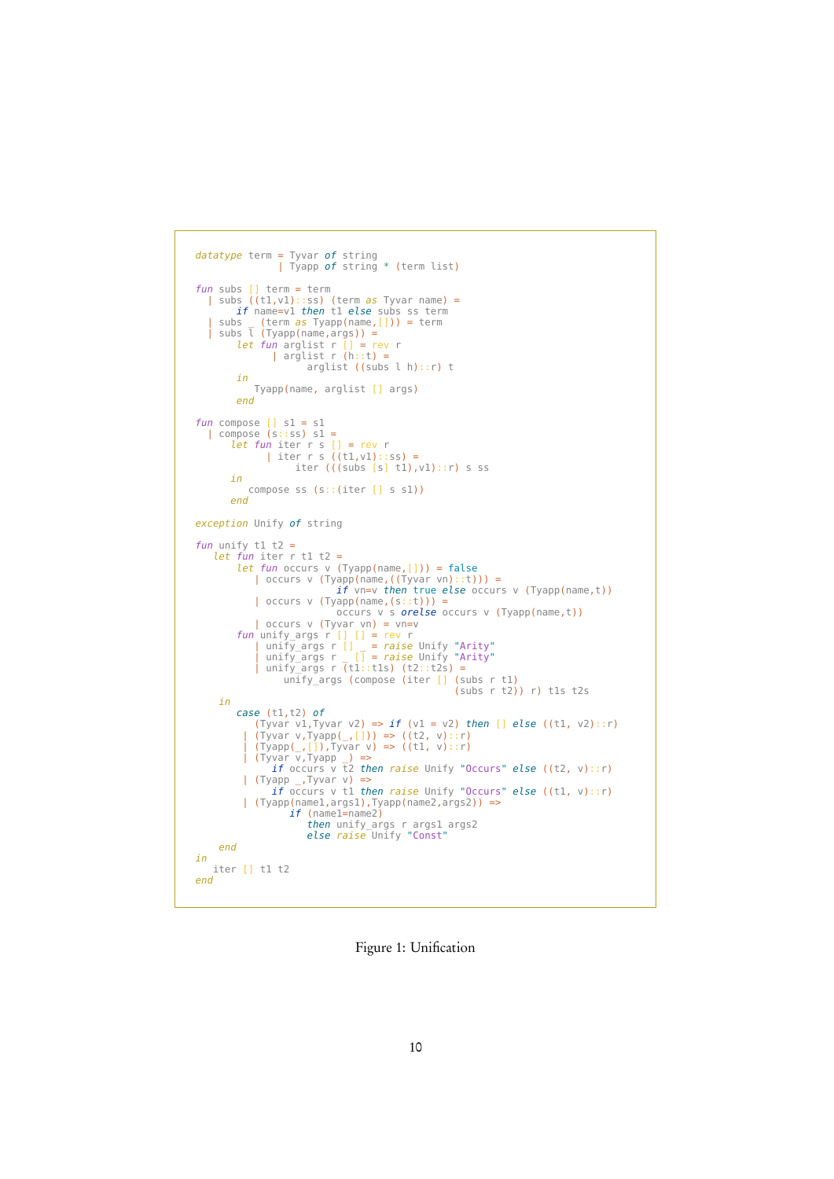```
datatype term = Tyvar of string
              | Tyapp of string * (term list)

fun subs [] term = term
  | subs ((t1,v1)::ss) (term as Tyvar name) =
       if name=v1 then t1 else subs ss term
  | subs _ (term as Tyapp(name,[])) = term
  | subs l (Tyapp(name,args)) =
       let fun arglist r [] = rev r
             | arglist r (h::t) =
                   arglist ((subs l h)::r) t
       in
          Tyapp(name, arglist [] args)
       end

fun compose [] s1 = s1
  | compose (s::ss) s1 =
      let fun iter r s [] = rev r
            | iter r s ((t1,v1)::ss) =
                 iter (((subs [s] t1),v1)::r) s ss
      in
         compose ss (s::(iter [] s s1))
      end

exception Unify of string

fun unify t1 t2 =
   let fun iter r t1 t2 =
       let fun occurs v (Tyapp(name,[])) = false
             | occurs v (Tyapp(name,((Tyvar vn)::t))) =
                        if vn=v then true else occurs v (Tyapp(name,t))
             | occurs v (Tyapp(name,(s::t))) =
                        occurs v s orelse occurs v (Tyapp(name,t))
             | occurs v (Tyvar vn) = vn=v
       fun unify_args r [] [] = rev r
             | unify_args r [] _ = raise Unify "Arity"
             | unify_args r _ [] = raise Unify "Arity"
             | unify_args r (t1::t1s) (t2::t2s) =
                  unify_args (compose (iter [] (subs r t1)
                                             (subs r t2)) r) t1s t2s
    in
       case (t1,t2) of
          (Tyvar v1,Tyvar v2) => if (v1 = v2) then [] else ((t1, v2)::r)
        | (Tyvar v,Tyapp(_,[])) => ((t2, v)::r)
        | (Tyapp(_,[]),Tyvar v) => ((t1, v)::r)
        | (Tyvar v,Tyapp _) =>
             if occurs v t2 then raise Unify "Occurs" else ((t2, v)::r)
        | (Tyapp _,Tyvar v) =>
             if occurs v t1 then raise Unify "Occurs" else ((t1, v)::r)
        | (Tyapp(name1,args1),Tyapp(name2,args2)) =>
                if (name1=name2)
                   then unify_args r args1 args2
                   else raise Unify "Const"
    end
in
   iter [] t1 t2
end
```

Figure 1: Unification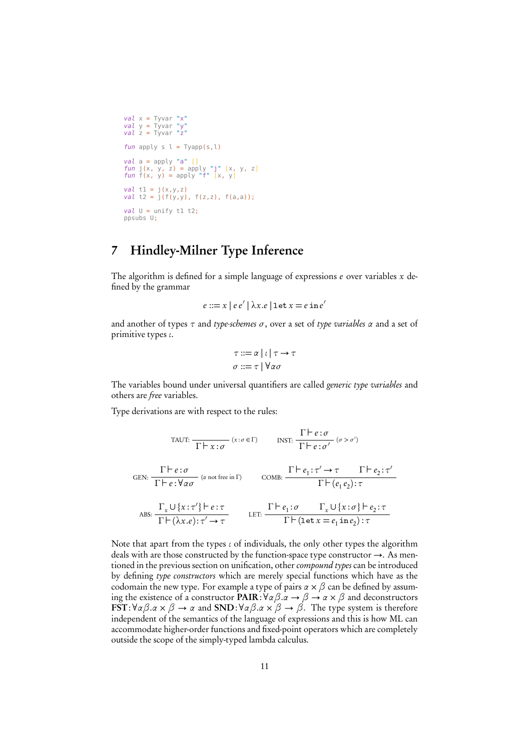```
val x = Tyvar "x"
val y = Tyvar "y"
val z = Tyvar "z"

fun apply s l = Tyapp(s,l)

val a = apply "a" []
fun j(x, y, z) = apply "j" [x, y, z]
fun f(x, y) = apply "f" [x, y]

val t1 = j(x,y,z)
val t2 = j(f(y,y), f(z,z), f(a,a));

val U = unify t1 t2;
ppsubs U;
```

# 7 Hindley-Milner Type Inference

The algorithm is defined for a simple language of expressions $e$ over variables $x$ defined by the grammar

$$e ::= x \mid e\,e' \mid \lambda x.e \mid \mathtt{let}\ x = e\ \mathtt{in}\ e'$$

and another of types $\tau$ and *type-schemes* $\sigma$, over a set of *type variables* $\alpha$ and a set of primitive types $\iota$.

$$\tau ::= \alpha \mid \iota \mid \tau \to \tau$$
$$\sigma ::= \tau \mid \forall \alpha \sigma$$

The variables bound under universal quantifiers are called *generic type variables* and others are *free* variables.

Type derivations are with respect to the rules:

$$\text{TAUT: } \frac{}{\Gamma \vdash x : \sigma}\ (x:\sigma \in \Gamma) \qquad \text{INST: } \frac{\Gamma \vdash e : \sigma}{\Gamma \vdash e : \sigma'}\ (\sigma > \sigma')$$

$$\text{GEN: } \frac{\Gamma \vdash e : \sigma}{\Gamma \vdash e : \forall \alpha \sigma}\ (\alpha \text{ not free in } \Gamma) \qquad \text{COMB: } \frac{\Gamma \vdash e_1 : \tau' \to \tau \qquad \Gamma \vdash e_2 : \tau'}{\Gamma \vdash (e_1\, e_2) : \tau}$$

$$\text{ABS: } \frac{\Gamma_x \cup \{x : \tau'\} \vdash e : \tau}{\Gamma \vdash (\lambda x.e) : \tau' \to \tau} \qquad \text{LET: } \frac{\Gamma \vdash e_1 : \sigma \qquad \Gamma_x \cup \{x : \sigma\} \vdash e_2 : \tau}{\Gamma \vdash (\mathtt{let}\ x = e_1\ \mathtt{in}\ e_2) : \tau}$$

Note that apart from the types $\iota$ of individuals, the only other types the algorithm deals with are those constructed by the function-space type constructor $\to$. As mentioned in the previous section on unification, other *compound types* can be introduced by defining *type constructors* which are merely special functions which have as the codomain the new type. For example a type of pairs $\alpha \times \beta$ can be defined by assuming the existence of a constructor **PAIR**$: \forall \alpha \beta. \alpha \to \beta \to \alpha \times \beta$ and deconstructors **FST**$: \forall \alpha \beta. \alpha \times \beta \to \alpha$ and **SND**$: \forall \alpha \beta. \alpha \times \beta \to \beta$. The type system is therefore independent of the semantics of the language of expressions and this is how ML can accommodate higher-order functions and fixed-point operators which are completely outside the scope of the simply-typed lambda calculus.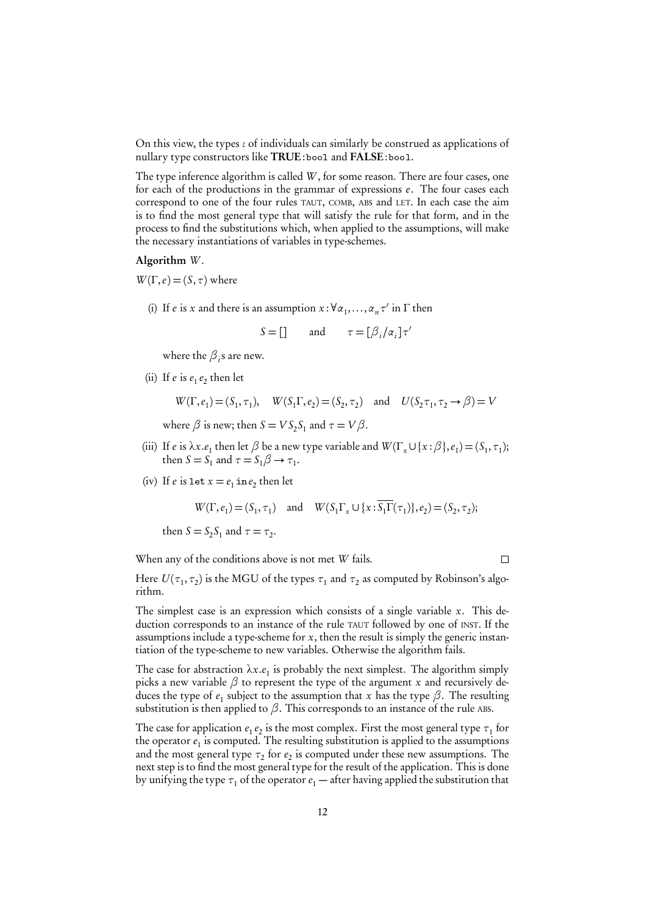On this view, the types $\iota$ of individuals can similarly be construed as applications of nullary type constructors like **TRUE**:`bool` and **FALSE**:`bool`.

The type inference algorithm is called $W$, for some reason. There are four cases, one for each of the productions in the grammar of expressions $e$. The four cases each correspond to one of the four rules TAUT, COMB, ABS and LET. In each case the aim is to find the most general type that will satisfy the rule for that form, and in the process to find the substitutions which, when applied to the assumptions, will make the necessary instantiations of variables in type-schemes.

**Algorithm** $W$.

$W(\Gamma, e) = (S, \tau)$ where

(i) If $e$ is $x$ and there is an assumption $x : \forall \alpha_1, \ldots, \alpha_n \tau'$ in $\Gamma$ then

$$S = [] \qquad \text{and} \qquad \tau = [\beta_i/\alpha_i]\tau'$$

where the $\beta_i$s are new.

(ii) If $e$ is $e_1\, e_2$ then let

$$W(\Gamma, e_1) = (S_1, \tau_1), \quad W(S_1\Gamma, e_2) = (S_2, \tau_2) \quad \text{and} \quad U(S_2\tau_1, \tau_2 \rightarrow \beta) = V$$

where $\beta$ is new; then $S = V S_2 S_1$ and $\tau = V\beta$.

(iii) If $e$ is $\lambda x.e_1$ then let $\beta$ be a new type variable and $W(\Gamma_x \cup \{x : \beta\}, e_1) = (S_1, \tau_1)$; then $S = S_1$ and $\tau = S_1\beta \rightarrow \tau_1$.

(iv) If $e$ is `let` $x = e_1$ `in` $e_2$ then let

$$W(\Gamma, e_1) = (S_1, \tau_1) \quad \text{and} \quad W(S_1\Gamma_x \cup \{x : \overline{S_1\Gamma}(\tau_1)\}, e_2) = (S_2, \tau_2);$$

then $S = S_2 S_1$ and $\tau = \tau_2$.

When any of the conditions above is not met $W$ fails. □

Here $U(\tau_1, \tau_2)$ is the MGU of the types $\tau_1$ and $\tau_2$ as computed by Robinson's algorithm.

The simplest case is an expression which consists of a single variable $x$. This deduction corresponds to an instance of the rule TAUT followed by one of INST. If the assumptions include a type-scheme for $x$, then the result is simply the generic instantiation of the type-scheme to new variables. Otherwise the algorithm fails.

The case for abstraction $\lambda x.e_1$ is probably the next simplest. The algorithm simply picks a new variable $\beta$ to represent the type of the argument $x$ and recursively deduces the type of $e_1$ subject to the assumption that $x$ has the type $\beta$. The resulting substitution is then applied to $\beta$. This corresponds to an instance of the rule ABS.

The case for application $e_1\, e_2$ is the most complex. First the most general type $\tau_1$ for the operator $e_1$ is computed. The resulting substitution is applied to the assumptions and the most general type $\tau_2$ for $e_2$ is computed under these new assumptions. The next step is to find the most general type for the result of the application. This is done by unifying the type $\tau_1$ of the operator $e_1$ — after having applied the substitution that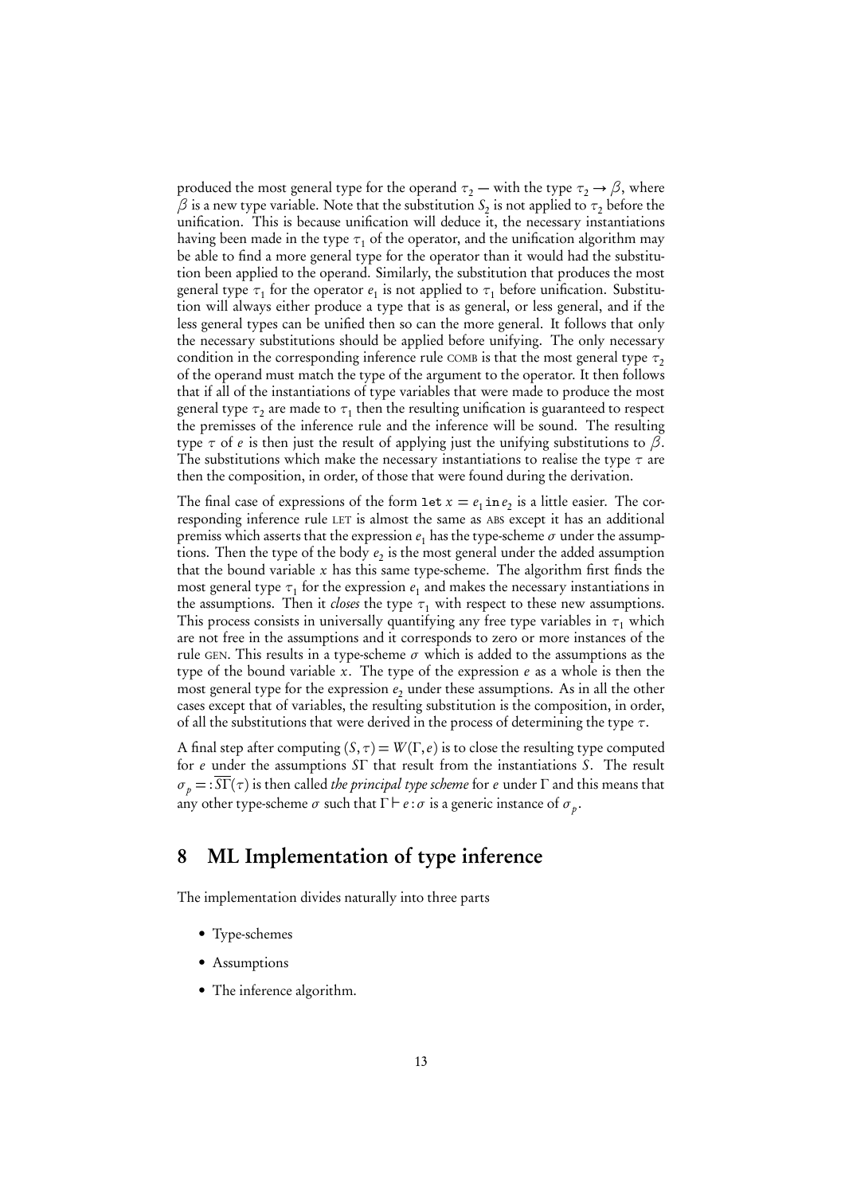produced the most general type for the operand $\tau_2$ — with the type $\tau_2 \to \beta$, where $\beta$ is a new type variable. Note that the substitution $S_2$ is not applied to $\tau_2$ before the unification. This is because unification will deduce it, the necessary instantiations having been made in the type $\tau_1$ of the operator, and the unification algorithm may be able to find a more general type for the operator than it would had the substitution been applied to the operand. Similarly, the substitution that produces the most general type $\tau_1$ for the operator $e_1$ is not applied to $\tau_1$ before unification. Substitution will always either produce a type that is as general, or less general, and if the less general types can be unified then so can the more general. It follows that only the necessary substitutions should be applied before unifying. The only necessary condition in the corresponding inference rule COMB is that the most general type $\tau_2$ of the operand must match the type of the argument to the operator. It then follows that if all of the instantiations of type variables that were made to produce the most general type $\tau_2$ are made to $\tau_1$ then the resulting unification is guaranteed to respect the premisses of the inference rule and the inference will be sound. The resulting type $\tau$ of $e$ is then just the result of applying just the unifying substitutions to $\beta$. The substitutions which make the necessary instantiations to realise the type $\tau$ are then the composition, in order, of those that were found during the derivation.

The final case of expressions of the form $\texttt{let}\ x = e_1\ \texttt{in}\ e_2$ is a little easier. The corresponding inference rule LET is almost the same as ABS except it has an additional premiss which asserts that the expression $e_1$ has the type-scheme $\sigma$ under the assumptions. Then the type of the body $e_2$ is the most general under the added assumption that the bound variable $x$ has this same type-scheme. The algorithm first finds the most general type $\tau_1$ for the expression $e_1$ and makes the necessary instantiations in the assumptions. Then it *closes* the type $\tau_1$ with respect to these new assumptions. This process consists in universally quantifying any free type variables in $\tau_1$ which are not free in the assumptions and it corresponds to zero or more instances of the rule GEN. This results in a type-scheme $\sigma$ which is added to the assumptions as the type of the bound variable $x$. The type of the expression $e$ as a whole is then the most general type for the expression $e_2$ under these assumptions. As in all the other cases except that of variables, the resulting substitution is the composition, in order, of all the substitutions that were derived in the process of determining the type $\tau$.

A final step after computing $(S, \tau) = W(\Gamma, e)$ is to close the resulting type computed for $e$ under the assumptions $S\Gamma$ that result from the instantiations $S$. The result $\sigma_p =: \overline{S\Gamma}(\tau)$ is then called *the principal type scheme* for $e$ under $\Gamma$ and this means that any other type-scheme $\sigma$ such that $\Gamma \vdash e : \sigma$ is a generic instance of $\sigma_p$.

# 8 ML Implementation of type inference

The implementation divides naturally into three parts

- Type-schemes
- Assumptions
- The inference algorithm.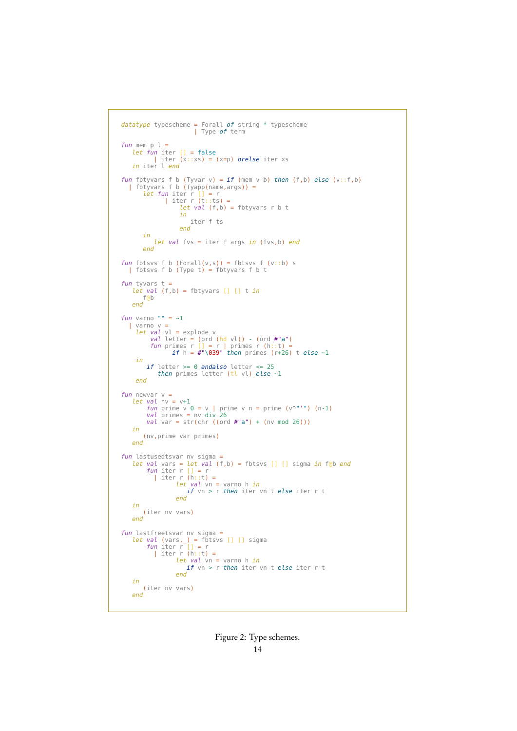```
datatype typescheme = Forall of string * typescheme
                    | Type of term

fun mem p l =
   let fun iter [] = false
         | iter (x::xs) = (x=p) orelse iter xs
   in iter l end

fun fbtyvars f b (Tyvar v) = if (mem v b) then (f,b) else (v::f,b)
  | fbtyvars f b (Tyapp(name,args)) =
      let fun iter r [] = r
            | iter r (t::ts) =
                let val (f,b) = fbtyvars r b t
                in
                   iter f ts
                end
      in
         let val fvs = iter f args in (fvs,b) end
      end

fun fbtsvs f b (Forall(v,s)) = fbtsvs f (v::b) s
  | fbtsvs f b (Type t) = fbtyvars f b t

fun tyvars t =
   let val (f,b) = fbtyvars [] [] t in
      f@b
   end

fun varno "" = ~1
  | varno v =
    let val vl = explode v
        val letter = (ord (hd vl)) - (ord #"a")
        fun primes r [] = r | primes r (h::t) =
              if h = #"\039" then primes (r+26) t else ~1
    in
       if letter >= 0 andalso letter <= 25
          then primes letter (tl vl) else ~1
    end

fun newvar v =
   let val nv = v+1
       fun prime v 0 = v | prime v n = prime (v^"'") (n-1)
       val primes = nv div 26
       val var = str(chr ((ord #"a") + (nv mod 26)))
   in
      (nv,prime var primes)
   end

fun lastusedtsvar nv sigma =
   let val vars = let val (f,b) = fbtsvs [] [] sigma in f@b end
       fun iter r [] = r
         | iter r (h::t) =
               let val vn = varno h in
                  if vn > r then iter vn t else iter r t
               end
   in
      (iter nv vars)
   end

fun lastfreetsvar nv sigma =
   let val (vars,_) = fbtsvs [] [] sigma
       fun iter r [] = r
         | iter r (h::t) =
               let val vn = varno h in
                  if vn > r then iter vn t else iter r t
               end
   in
      (iter nv vars)
   end
```

Figure 2: Type schemes.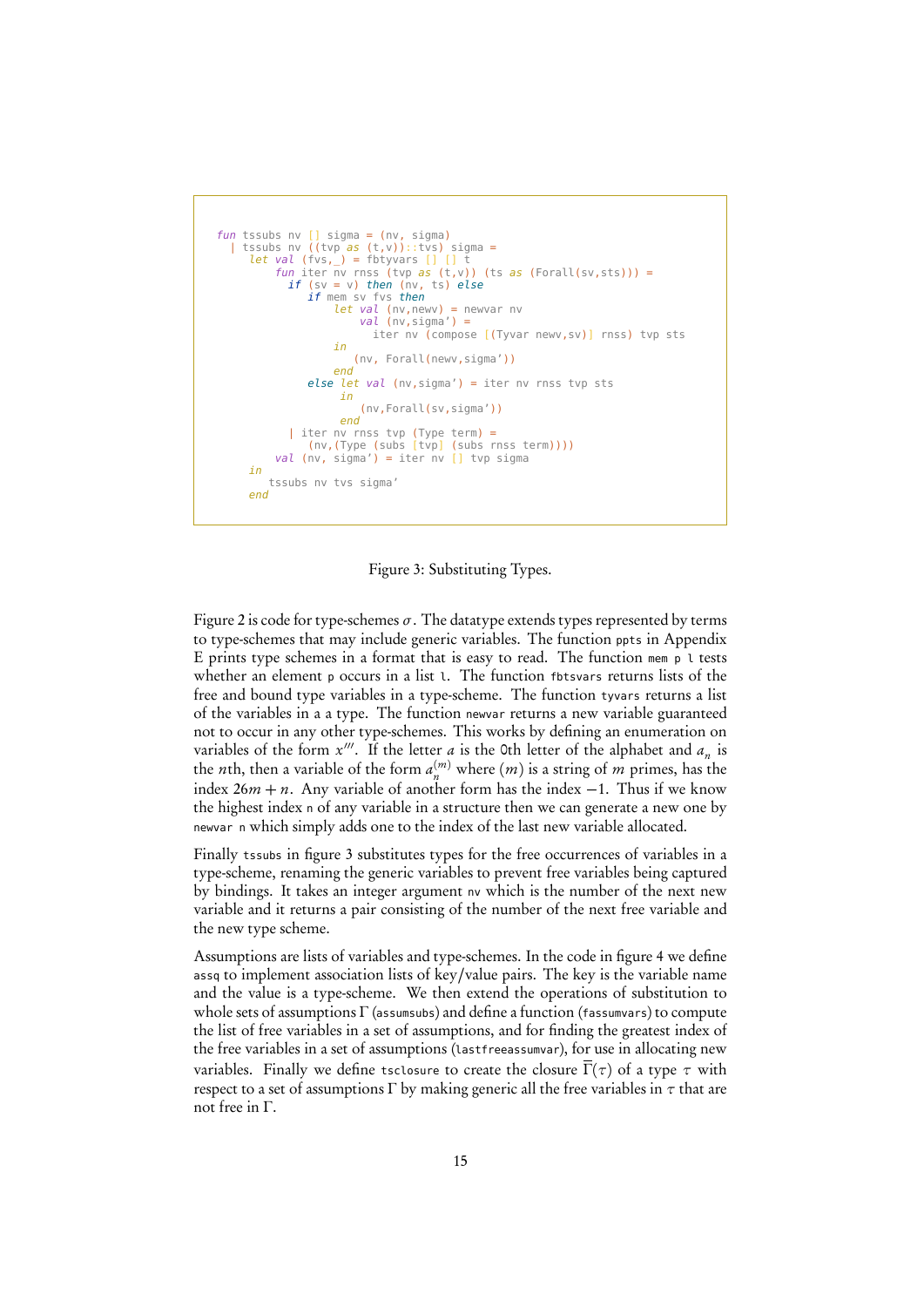```
fun tssubs nv [] sigma = (nv, sigma)
  | tssubs nv ((tvp as (t,v))::tvs) sigma =
     let val (fvs,_) = fbtyvars [] [] t
         fun iter nv rnss (tvp as (t,v)) (ts as (Forall(sv,sts))) =
           if (sv = v) then (nv, ts) else
              if mem sv fvs then
                  let val (nv,newv) = newvar nv
                      val (nv,sigma') =
                        iter nv (compose [(Tyvar newv,sv)] rnss) tvp sts
                  in
                     (nv, Forall(newv,sigma'))
                  end
              else let val (nv,sigma') = iter nv rnss tvp sts
                    in
                       (nv,Forall(sv,sigma'))
                    end
           | iter nv rnss tvp (Type term) =
               (nv,(Type (subs [tvp] (subs rnss term))))
         val (nv, sigma') = iter nv [] tvp sigma
     in
        tssubs nv tvs sigma'
     end
```

Figure 3: Substituting Types.

Figure 2 is code for type-schemes $\sigma$. The datatype extends types represented by terms to type-schemes that may include generic variables. The function `ppts` in Appendix E prints type schemes in a format that is easy to read. The function `mem p l` tests whether an element `p` occurs in a list `l`. The function `fbtsvars` returns lists of the free and bound type variables in a type-scheme. The function `tyvars` returns a list of the variables in a a type. The function `newvar` returns a new variable guaranteed not to occur in any other type-schemes. This works by defining an enumeration on variables of the form $x'''$. If the letter $a$ is the 0th letter of the alphabet and $a_n$ is the $n$th, then a variable of the form $a_n^{(m)}$ where $(m)$ is a string of $m$ primes, has the index $26m + n$. Any variable of another form has the index $-1$. Thus if we know the highest index `n` of any variable in a structure then we can generate a new one by `newvar n` which simply adds one to the index of the last new variable allocated.

Finally `tssubs` in figure 3 substitutes types for the free occurrences of variables in a type-scheme, renaming the generic variables to prevent free variables being captured by bindings. It takes an integer argument `nv` which is the number of the next new variable and it returns a pair consisting of the number of the next free variable and the new type scheme.

Assumptions are lists of variables and type-schemes. In the code in figure 4 we define `assq` to implement association lists of key/value pairs. The key is the variable name and the value is a type-scheme. We then extend the operations of substitution to whole sets of assumptions $\Gamma$ (`assumsubs`) and define a function (`fassumvars`) to compute the list of free variables in a set of assumptions, and for finding the greatest index of the free variables in a set of assumptions (`lastfreeassumvar`), for use in allocating new variables. Finally we define `tsclosure` to create the closure $\overline{\Gamma}(\tau)$ of a type $\tau$ with respect to a set of assumptions $\Gamma$ by making generic all the free variables in $\tau$ that are not free in $\Gamma$.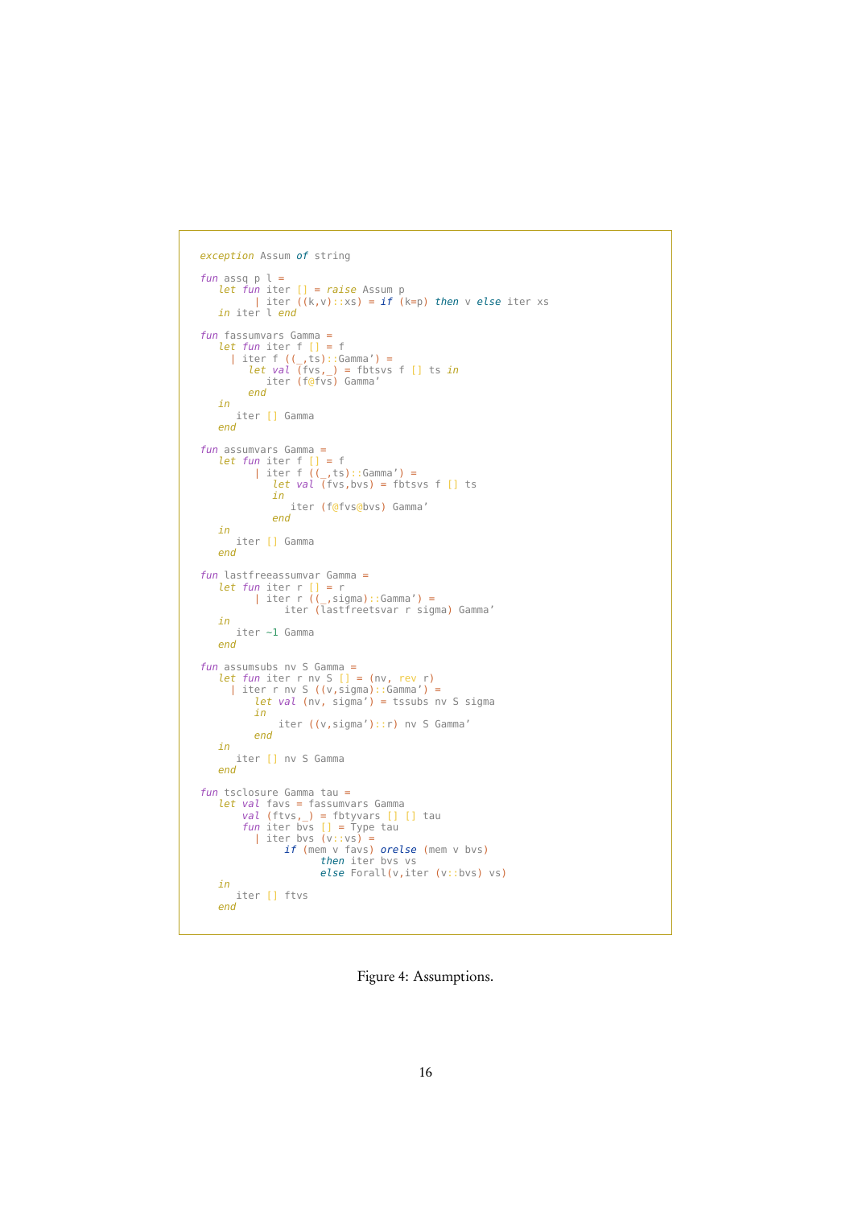```
exception Assum of string

fun assq p l =
   let fun iter [] = raise Assum p
         | iter ((k,v)::xs) = if (k=p) then v else iter xs
   in iter l end

fun fassumvars Gamma =
   let fun iter f [] = f
     | iter f ((_,ts)::Gamma') =
        let val (fvs,_) = fbtsvs f [] ts in
           iter (f@fvs) Gamma'
        end
   in
      iter [] Gamma
   end

fun assumvars Gamma =
   let fun iter f [] = f
         | iter f ((_,ts)::Gamma') =
            let val (fvs,bvs) = fbtsvs f [] ts
            in
               iter (f@fvs@bvs) Gamma'
            end
   in
      iter [] Gamma
   end

fun lastfreeassumvar Gamma =
   let fun iter r [] = r
         | iter r ((_,sigma)::Gamma') =
              iter (lastfreetsvar r sigma) Gamma'
   in
      iter ~1 Gamma
   end

fun assumsubs nv S Gamma =
   let fun iter r nv S [] = (nv, rev r)
     | iter r nv S ((v,sigma)::Gamma') =
          let val (nv, sigma') = tssubs nv S sigma
          in
             iter ((v,sigma')::r) nv S Gamma'
         end
   in
      iter [] nv S Gamma
   end

fun tsclosure Gamma tau =
   let val favs = fassumvars Gamma
       val (ftvs,_) = fbtyvars [] [] tau
       fun iter bvs [] = Type tau
         | iter bvs (v::vs) =
              if (mem v favs) orelse (mem v bvs)
                    then iter bvs vs
                    else Forall(v,iter (v::bvs) vs)
   in
      iter [] ftvs
   end
```

Figure 4: Assumptions.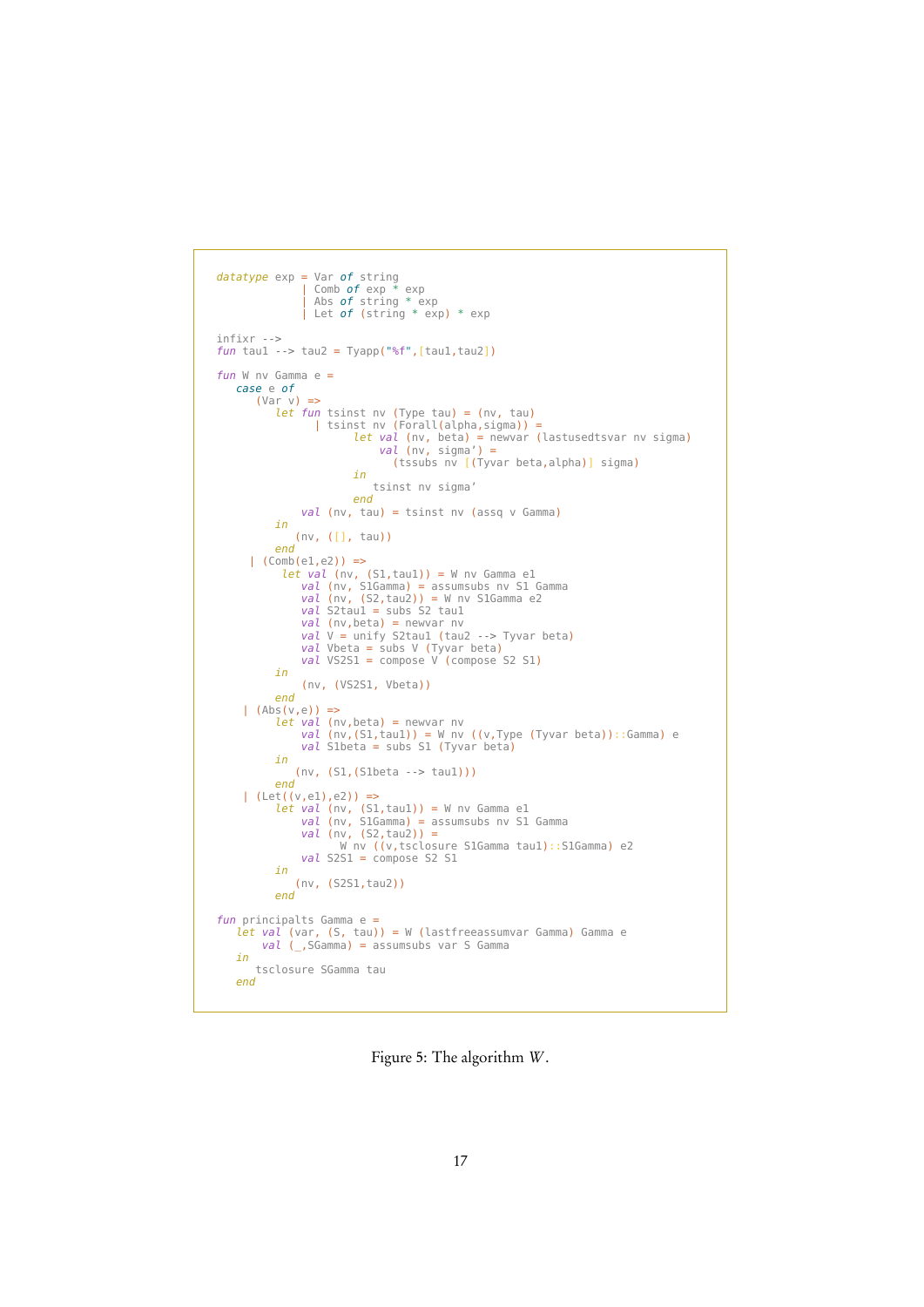```
datatype exp = Var of string
             | Comb of exp * exp
             | Abs of string * exp
             | Let of (string * exp) * exp

infixr -->
fun tau1 --> tau2 = Tyapp("%f",[tau1,tau2])

fun W nv Gamma e =
   case e of
      (Var v) =>
         let fun tsinst nv (Type tau) = (nv, tau)
               | tsinst nv (Forall(alpha,sigma)) =
                     let val (nv, beta) = newvar (lastusedtsvar nv sigma)
                         val (nv, sigma') =
                           (tssubs nv [(Tyvar beta,alpha)] sigma)
                     in
                        tsinst nv sigma'
                     end
             val (nv, tau) = tsinst nv (assq v Gamma)
         in
            (nv, ([], tau))
         end
     | (Comb(e1,e2)) =>
          let val (nv, (S1,tau1)) = W nv Gamma e1
             val (nv, S1Gamma) = assumsubs nv S1 Gamma
             val (nv, (S2,tau2)) = W nv S1Gamma e2
             val S2tau1 = subs S2 tau1
             val (nv,beta) = newvar nv
             val V = unify S2tau1 (tau2 --> Tyvar beta)
             val Vbeta = subs V (Tyvar beta)
             val VS2S1 = compose V (compose S2 S1)
         in
             (nv, (VS2S1, Vbeta))
         end
    | (Abs(v,e)) =>
         let val (nv,beta) = newvar nv
             val (nv,(S1,tau1)) = W nv ((v,Type (Tyvar beta))::Gamma) e
             val S1beta = subs S1 (Tyvar beta)
         in
            (nv, (S1,(S1beta --> tau1)))
         end
    | (Let((v,e1),e2)) =>
         let val (nv, (S1,tau1)) = W nv Gamma e1
             val (nv, S1Gamma) = assumsubs nv S1 Gamma
             val (nv, (S2,tau2)) =
                   W nv ((v,tsclosure S1Gamma tau1)::S1Gamma) e2
             val S2S1 = compose S2 S1
         in
            (nv, (S2S1,tau2))
         end

fun principalts Gamma e =
   let val (var, (S, tau)) = W (lastfreeassumvar Gamma) Gamma e
       val (_,SGamma) = assumsubs var S Gamma
   in
      tsclosure SGamma tau
   end
```

Figure 5: The algorithm $W$.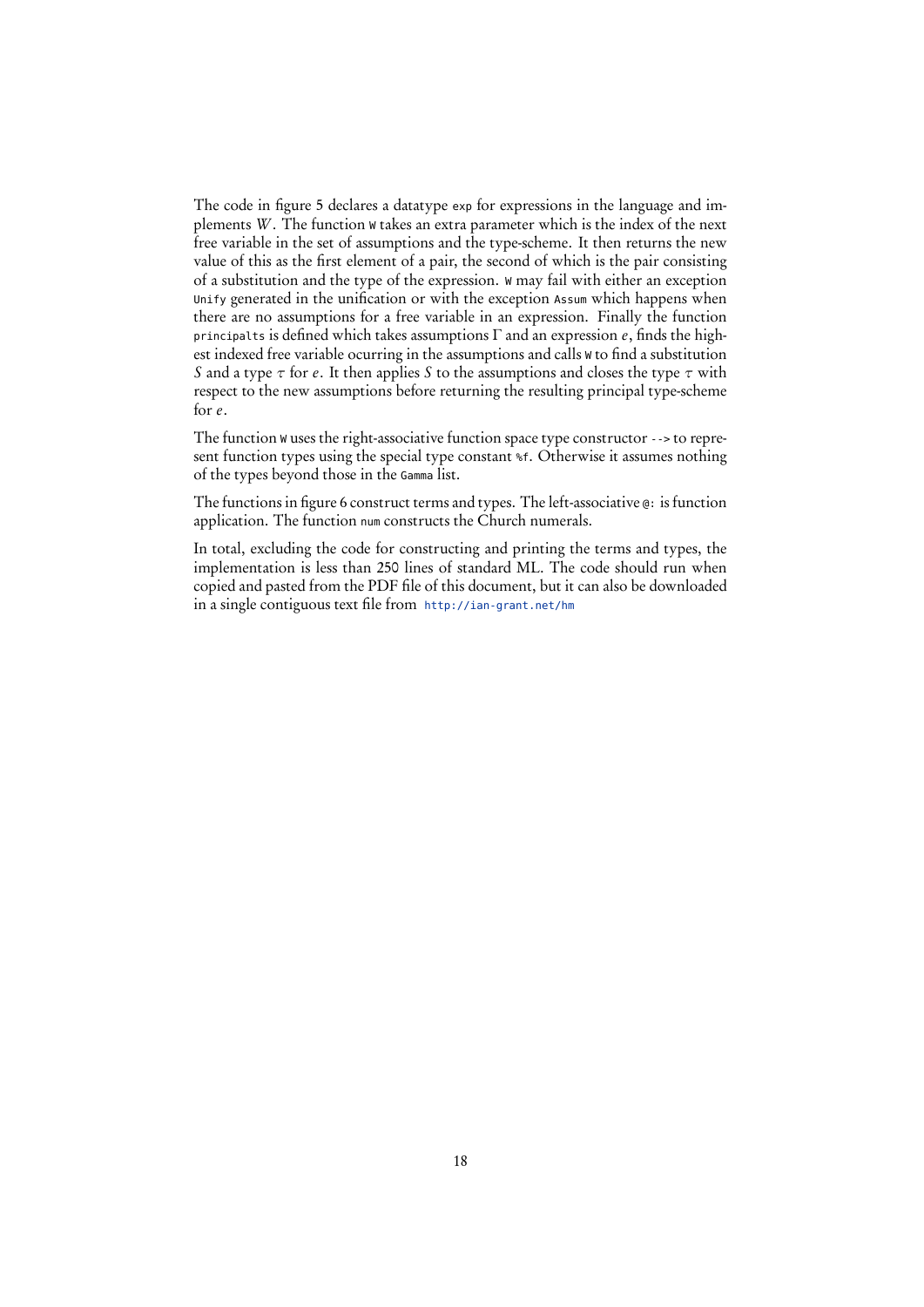The code in figure 5 declares a datatype `exp` for expressions in the language and implements $W$. The function `W` takes an extra parameter which is the index of the next free variable in the set of assumptions and the type-scheme. It then returns the new value of this as the first element of a pair, the second of which is the pair consisting of a substitution and the type of the expression. `W` may fail with either an exception `Unify` generated in the unification or with the exception `Assum` which happens when there are no assumptions for a free variable in an expression. Finally the function `principalts` is defined which takes assumptions $\Gamma$ and an expression $e$, finds the highest indexed free variable ocurring in the assumptions and calls `W` to find a substitution $S$ and a type $\tau$ for $e$. It then applies $S$ to the assumptions and closes the type $\tau$ with respect to the new assumptions before returning the resulting principal type-scheme for $e$.

The function `W` uses the right-associative function space type constructor `-->` to represent function types using the special type constant `%f`. Otherwise it assumes nothing of the types beyond those in the `Gamma` list.

The functions in figure 6 construct terms and types. The left-associative `@:` is function application. The function `num` constructs the Church numerals.

In total, excluding the code for constructing and printing the terms and types, the implementation is less than 250 lines of standard ML. The code should run when copied and pasted from the PDF file of this document, but it can also be downloaded in a single contiguous text file from http://ian-grant.net/hm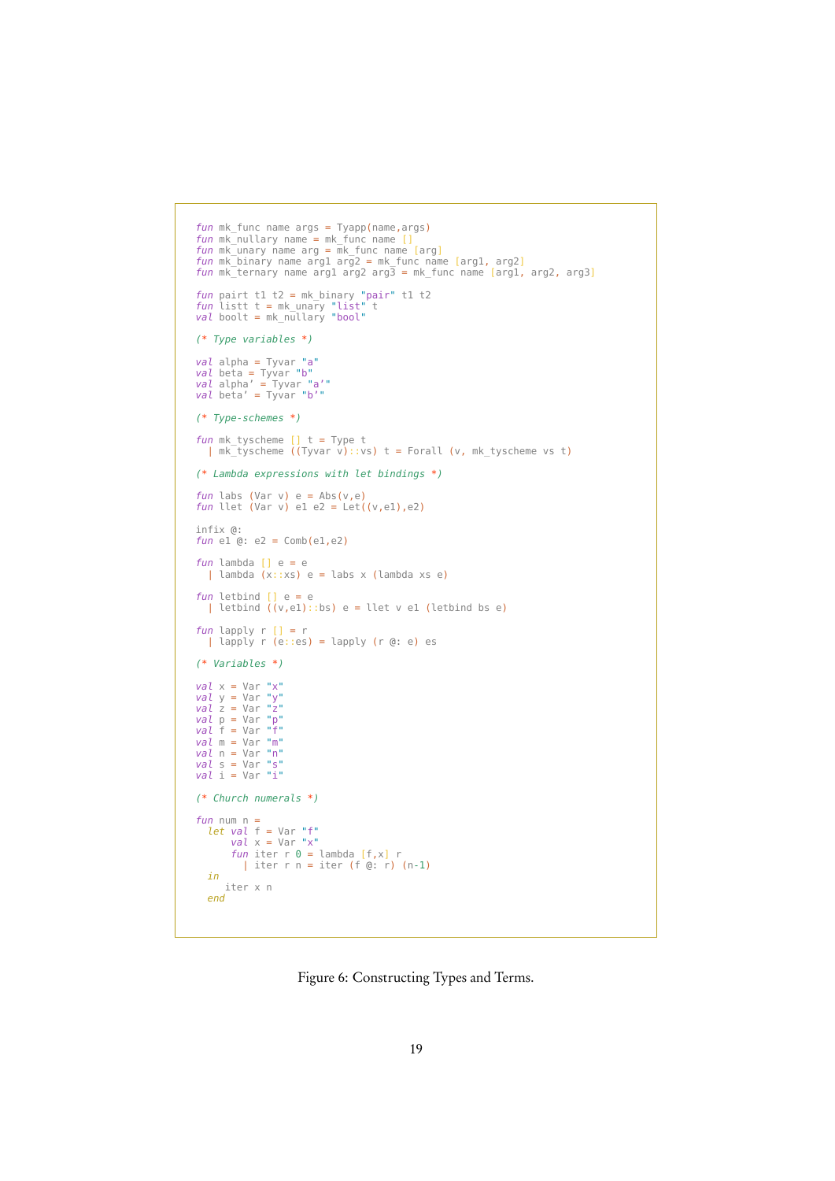```
fun mk_func name args = Tyapp(name,args)
fun mk_nullary name = mk_func name []
fun mk_unary name arg = mk_func name [arg]
fun mk_binary name arg1 arg2 = mk_func name [arg1, arg2]
fun mk_ternary name arg1 arg2 arg3 = mk_func name [arg1, arg2, arg3]

fun pairt t1 t2 = mk_binary "pair" t1 t2
fun listt t = mk_unary "list" t
val boolt = mk_nullary "bool"

(* Type variables *)

val alpha = Tyvar "a"
val beta = Tyvar "b"
val alpha' = Tyvar "a'"
val beta' = Tyvar "b'"

(* Type-schemes *)

fun mk_tyscheme [] t = Type t
  | mk_tyscheme ((Tyvar v)::vs) t = Forall (v, mk_tyscheme vs t)

(* Lambda expressions with let bindings *)

fun labs (Var v) e = Abs(v,e)
fun llet (Var v) e1 e2 = Let((v,e1),e2)

infix @:
fun e1 @: e2 = Comb(e1,e2)

fun lambda [] e = e
  | lambda (x::xs) e = labs x (lambda xs e)

fun letbind [] e = e
  | letbind ((v,e1)::bs) e = llet v e1 (letbind bs e)

fun lapply r [] = r
  | lapply r (e::es) = lapply (r @: e) es

(* Variables *)

val x = Var "x"
val y = Var "y"
val z = Var "z"
val p = Var "p"
val f = Var "f"
val m = Var "m"
val n = Var "n"
val s = Var "s"
val i = Var "i"

(* Church numerals *)

fun num n =
  let val f = Var "f"
      val x = Var "x"
      fun iter r 0 = lambda [f,x] r
        | iter r n = iter (f @: r) (n-1)
  in
     iter x n
  end
```

Figure 6: Constructing Types and Terms.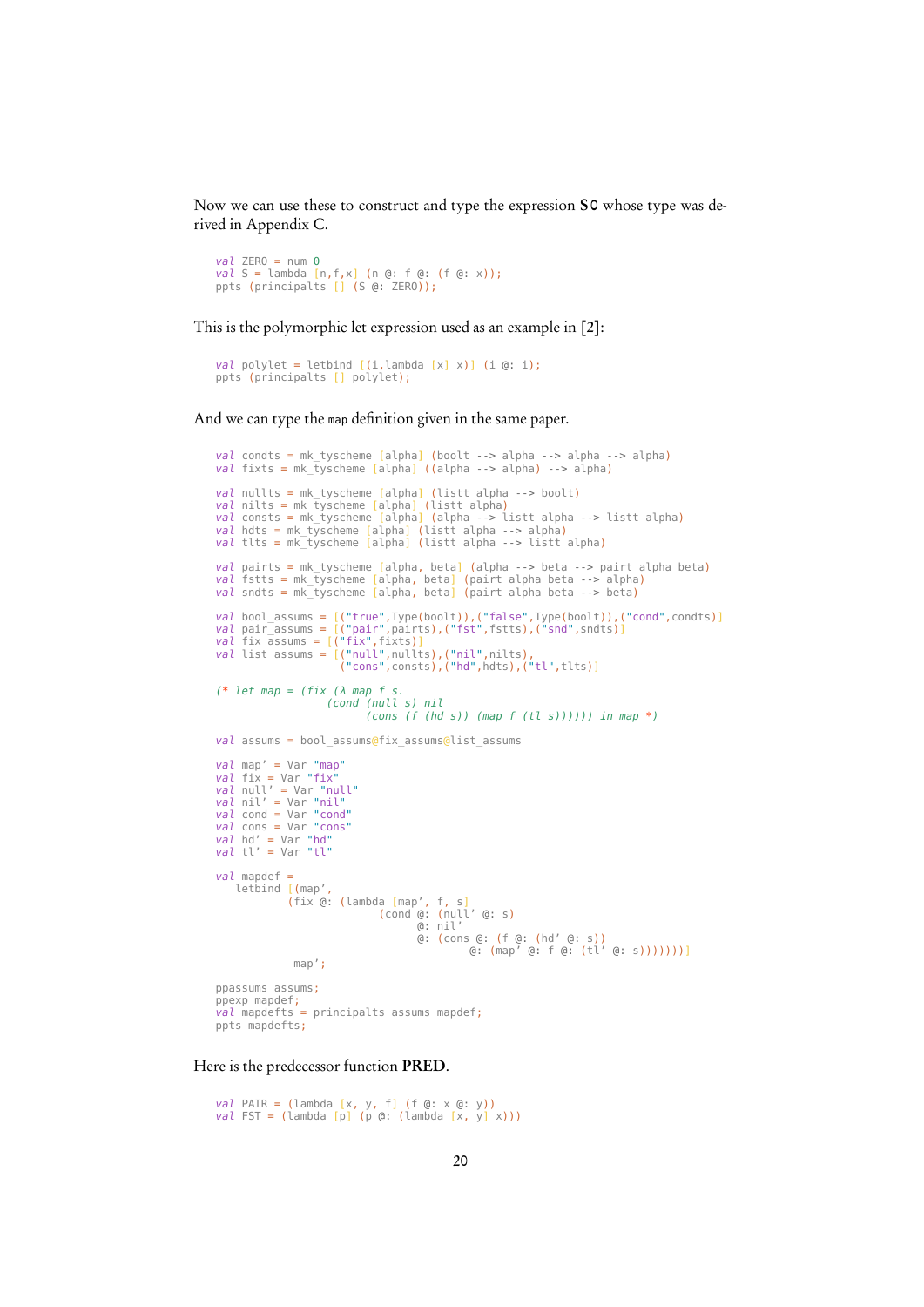Now we can use these to construct and type the expression **S0** whose type was derived in Appendix C.

```
val ZERO = num 0
val S = lambda [n,f,x] (n @: f @: (f @: x));
ppts (principalts [] (S @: ZERO));
```

This is the polymorphic let expression used as an example in [2]:

```
val polylet = letbind [(i,lambda [x] x)] (i @: i);
ppts (principalts [] polylet);
```

And we can type the `map` definition given in the same paper.

```
val condts = mk_tyscheme [alpha] (boolt --> alpha --> alpha --> alpha)
val fixts = mk_tyscheme [alpha] ((alpha --> alpha) --> alpha)

val nullts = mk_tyscheme [alpha] (listt alpha --> boolt)
val nilts = mk_tyscheme [alpha] (listt alpha)
val consts = mk_tyscheme [alpha] (alpha --> listt alpha --> listt alpha)
val hdts = mk_tyscheme [alpha] (listt alpha --> alpha)
val tlts = mk_tyscheme [alpha] (listt alpha --> listt alpha)

val pairts = mk_tyscheme [alpha, beta] (alpha --> beta --> pairt alpha beta)
val fstts = mk_tyscheme [alpha, beta] (pairt alpha beta --> alpha)
val sndts = mk_tyscheme [alpha, beta] (pairt alpha beta --> beta)

val bool_assums = [("true",Type(boolt)),("false",Type(boolt)),("cond",condts)]
val pair_assums = [("pair",pairts),("fst",fstts),("snd",sndts)]
val fix_assums = [("fix",fixts)]
val list_assums = [("null",nullts),("nil",nilts),
                   ("cons",consts),("hd",hdts),("tl",tlts)]

(* let map = (fix (λ map f s.
                 (cond (null s) nil
                       (cons (f (hd s)) (map f (tl s)))))) in map *)

val assums = bool_assums@fix_assums@list_assums

val map' = Var "map"
val fix = Var "fix"
val null' = Var "null"
val nil' = Var "nil"
val cond = Var "cond"
val cons = Var "cons"
val hd' = Var "hd"
val tl' = Var "tl"

val mapdef =
   letbind [(map',
           (fix @: (lambda [map', f, s]
                         (cond @: (null' @: s)
                               @: nil'
                               @: (cons @: (f @: (hd' @: s))
                                       @: (map' @: f @: (tl' @: s)))))))]
            map';

ppassums assums;
ppexp mapdef;
val mapdefts = principalts assums mapdef;
ppts mapdefts;
```

Here is the predecessor function **PRED**.

```
val PAIR = (lambda [x, y, f] (f @: x @: y))
val FST = (lambda [p] (p @: (lambda [x, y] x)))
```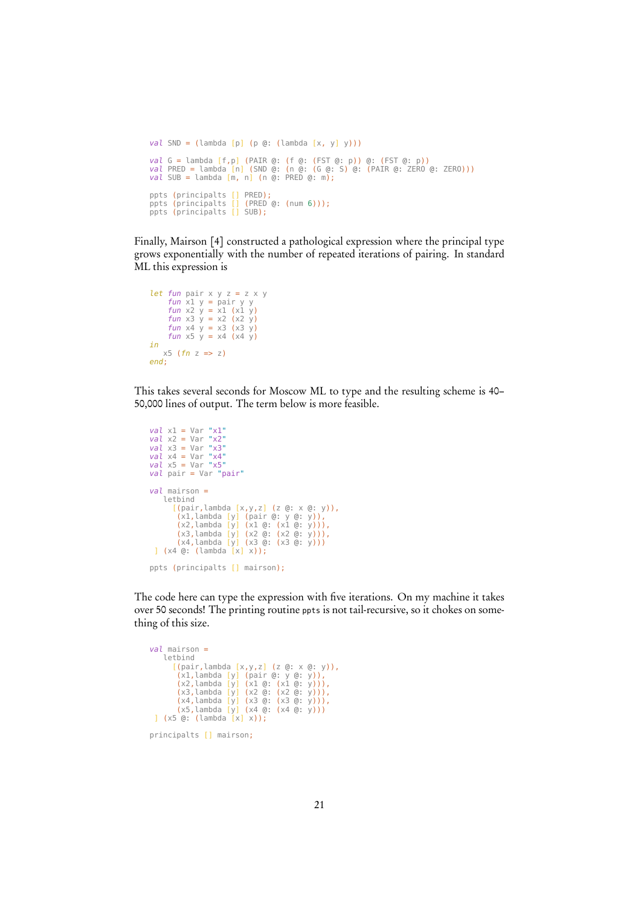```
val SND = (lambda [p] (p @: (lambda [x, y] y)))

val G = lambda [f,p] (PAIR @: (f @: (FST @: p)) @: (FST @: p))
val PRED = lambda [n] (SND @: (n @: (G @: S) @: (PAIR @: ZERO @: ZERO)))
val SUB = lambda [m, n] (n @: PRED @: m);

ppts (principalts [] PRED);
ppts (principalts [] (PRED @: (num 6)));
ppts (principalts [] SUB);
```

Finally, Mairson [4] constructed a pathological expression where the principal type grows exponentially with the number of repeated iterations of pairing. In standard ML this expression is

```
let fun pair x y z = z x y
    fun x1 y = pair y y
    fun x2 y = x1 (x1 y)
    fun x3 y = x2 (x2 y)
    fun x4 y = x3 (x3 y)
    fun x5 y = x4 (x4 y)
in
   x5 (fn z => z)
end;
```

This takes several seconds for Moscow ML to type and the resulting scheme is 40–50,000 lines of output. The term below is more feasible.

```
val x1 = Var "x1"
val x2 = Var "x2"
val x3 = Var "x3"
val x4 = Var "x4"
val x5 = Var "x5"
val pair = Var "pair"

val mairson =
   letbind
     [(pair,lambda [x,y,z] (z @: x @: y)),
      (x1,lambda [y] (pair @: y @: y)),
      (x2,lambda [y] (x1 @: (x1 @: y))),
      (x3,lambda [y] (x2 @: (x2 @: y))),
      (x4,lambda [y] (x3 @: (x3 @: y)))
 ] (x4 @: (lambda [x] x));

ppts (principalts [] mairson);
```

The code here can type the expression with five iterations. On my machine it takes over 50 seconds! The printing routine `ppts` is not tail-recursive, so it chokes on something of this size.

```
val mairson =
   letbind
     [(pair,lambda [x,y,z] (z @: x @: y)),
      (x1,lambda [y] (pair @: y @: y)),
      (x2,lambda [y] (x1 @: (x1 @: y))),
      (x3,lambda [y] (x2 @: (x2 @: y))),
      (x4,lambda [y] (x3 @: (x3 @: y))),
      (x5,lambda [y] (x4 @: (x4 @: y)))
 ] (x5 @: (lambda [x] x));

principalts [] mairson;
```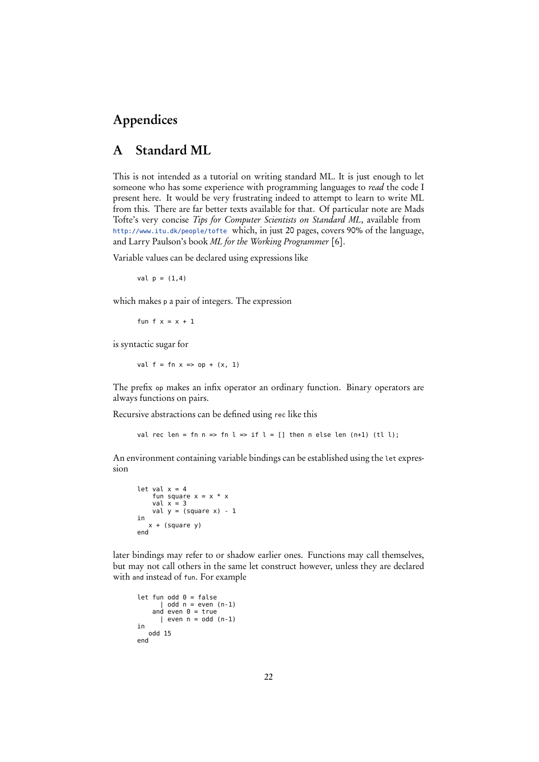# Appendices

## A Standard ML

This is not intended as a tutorial on writing standard ML. It is just enough to let someone who has some experience with programming languages to *read* the code I present here. It would be very frustrating indeed to attempt to learn to write ML from this. There are far better texts available for that. Of particular note are Mads Tofte's very concise *Tips for Computer Scientists on Standard ML*, available from `http://www.itu.dk/people/tofte` which, in just 20 pages, covers 90% of the language, and Larry Paulson's book *ML for the Working Programmer* [6].

Variable values can be declared using expressions like

```
val p = (1,4)
```

which makes `p` a pair of integers. The expression

```
fun f x = x + 1
```

is syntactic sugar for

```
val f = fn x => op + (x, 1)
```

The prefix `op` makes an infix operator an ordinary function. Binary operators are always functions on pairs.

Recursive abstractions can be defined using `rec` like this

```
val rec len = fn n => fn l => if l = [] then n else len (n+1) (tl l);
```

An environment containing variable bindings can be established using the `let` expression

```
let val x = 4
    fun square x = x * x
    val x = 3
    val y = (square x) - 1
in
   x + (square y)
end
```

later bindings may refer to or shadow earlier ones. Functions may call themselves, but may not call others in the same let construct however, unless they are declared with `and` instead of `fun`. For example

```
let fun odd 0 = false
      | odd n = even (n-1)
    and even 0 = true
      | even n = odd (n-1)
in
   odd 15
end
```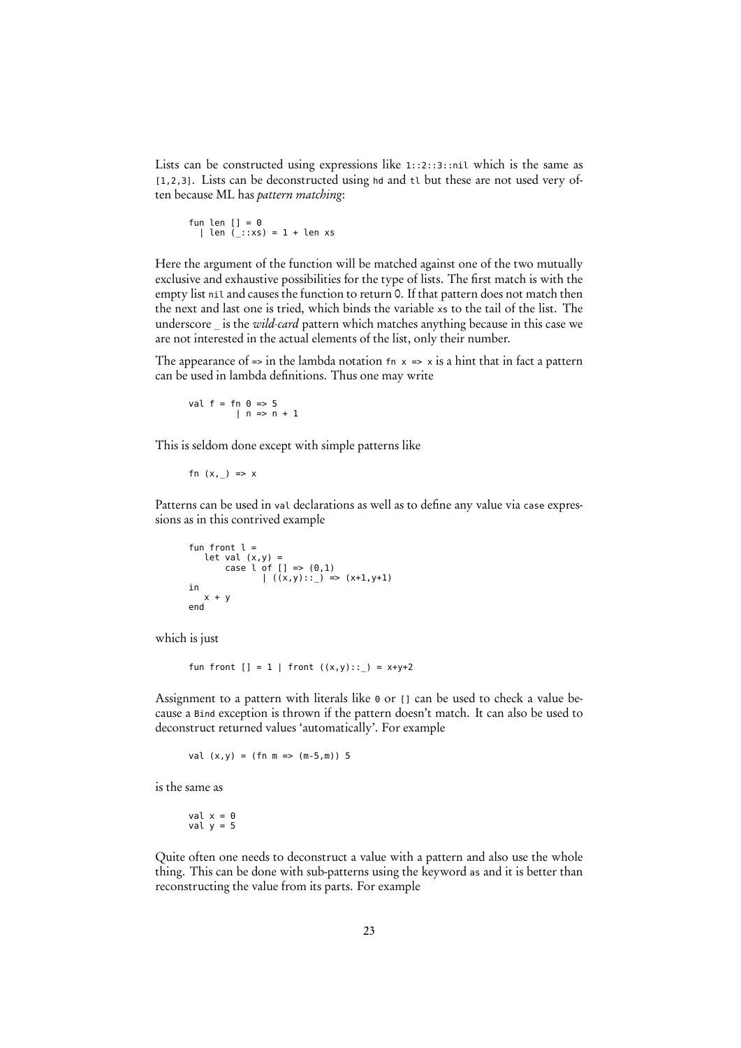Lists can be constructed using expressions like `1::2::3::nil` which is the same as `[1,2,3]`. Lists can be deconstructed using `hd` and `tl` but these are not used very often because ML has *pattern matching*:

```
fun len [] = 0
  | len (_::xs) = 1 + len xs
```

Here the argument of the function will be matched against one of the two mutually exclusive and exhaustive possibilities for the type of lists. The first match is with the empty list `nil` and causes the function to return 0. If that pattern does not match then the next and last one is tried, which binds the variable `xs` to the tail of the list. The underscore _ is the *wild-card* pattern which matches anything because in this case we are not interested in the actual elements of the list, only their number.

The appearance of `=>` in the lambda notation `fn x => x` is a hint that in fact a pattern can be used in lambda definitions. Thus one may write

```
val f = fn 0 => 5
         | n => n + 1
```

This is seldom done except with simple patterns like

```
fn (x,_) => x
```

Patterns can be used in `val` declarations as well as to define any value via `case` expressions as in this contrived example

```
fun front l =
   let val (x,y) =
       case l of [] => (0,1)
              | ((x,y)::_) => (x+1,y+1)
in
   x + y
end
```

which is just

```
fun front [] = 1 | front ((x,y)::_) = x+y+2
```

Assignment to a pattern with literals like `0` or `[]` can be used to check a value because a `Bind` exception is thrown if the pattern doesn't match. It can also be used to deconstruct returned values 'automatically'. For example

```
val (x,y) = (fn m => (m-5,m)) 5
```

is the same as

```
val x = 0
val y = 5
```

Quite often one needs to deconstruct a value with a pattern and also use the whole thing. This can be done with sub-patterns using the keyword `as` and it is better than reconstructing the value from its parts. For example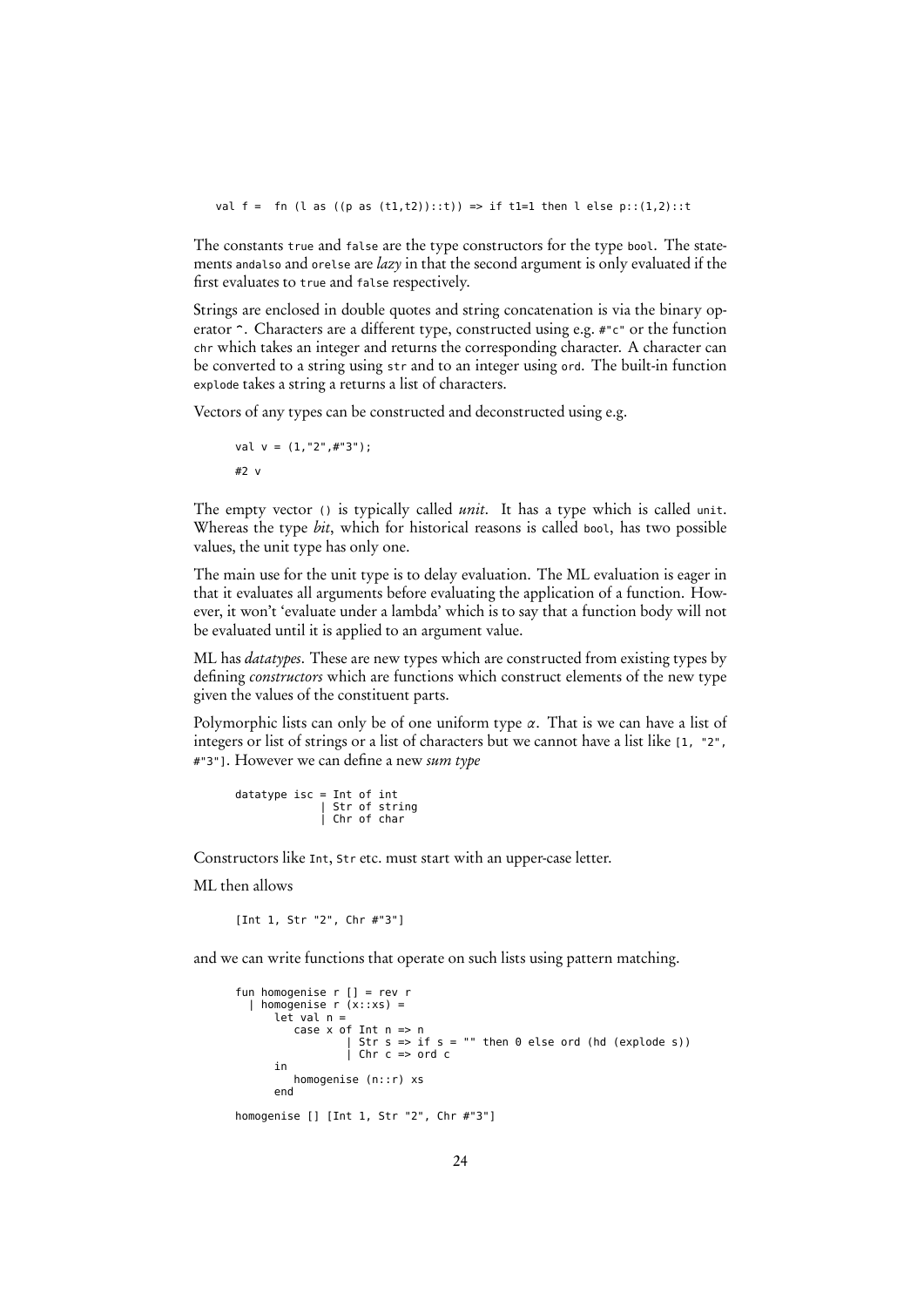```
val f =  fn (l as ((p as (t1,t2))::t)) => if t1=1 then l else p::(1,2)::t
```

The constants `true` and `false` are the type constructors for the type `bool`. The statements `andalso` and `orelse` are *lazy* in that the second argument is only evaluated if the first evaluates to `true` and `false` respectively.

Strings are enclosed in double quotes and string concatenation is via the binary operator `^`. Characters are a different type, constructed using e.g. `#"c"` or the function `chr` which takes an integer and returns the corresponding character. A character can be converted to a string using `str` and to an integer using `ord`. The built-in function `explode` takes a string a returns a list of characters.

Vectors of any types can be constructed and deconstructed using e.g.

```
val v = (1,"2",#"3");
#2 v
```

The empty vector `()` is typically called *unit*. It has a type which is called `unit`. Whereas the type *bit*, which for historical reasons is called `bool`, has two possible values, the unit type has only one.

The main use for the unit type is to delay evaluation. The ML evaluation is eager in that it evaluates all arguments before evaluating the application of a function. However, it won't 'evaluate under a lambda' which is to say that a function body will not be evaluated until it is applied to an argument value.

ML has *datatypes*. These are new types which are constructed from existing types by defining *constructors* which are functions which construct elements of the new type given the values of the constituent parts.

Polymorphic lists can only be of one uniform type $\alpha$. That is we can have a list of integers or list of strings or a list of characters but we cannot have a list like `[1, "2", #"3"]`. However we can define a new *sum type*

```
datatype isc = Int of int
             | Str of string
             | Chr of char
```

Constructors like `Int`, `Str` etc. must start with an upper-case letter.

ML then allows

```
[Int 1, Str "2", Chr #"3"]
```

and we can write functions that operate on such lists using pattern matching.

```
fun homogenise r [] = rev r
  | homogenise r (x::xs) =
      let val n =
          case x of Int n => n
                  | Str s => if s = "" then 0 else ord (hd (explode s))
                  | Chr c => ord c
      in
          homogenise (n::r) xs
      end

homogenise [] [Int 1, Str "2", Chr #"3"]
```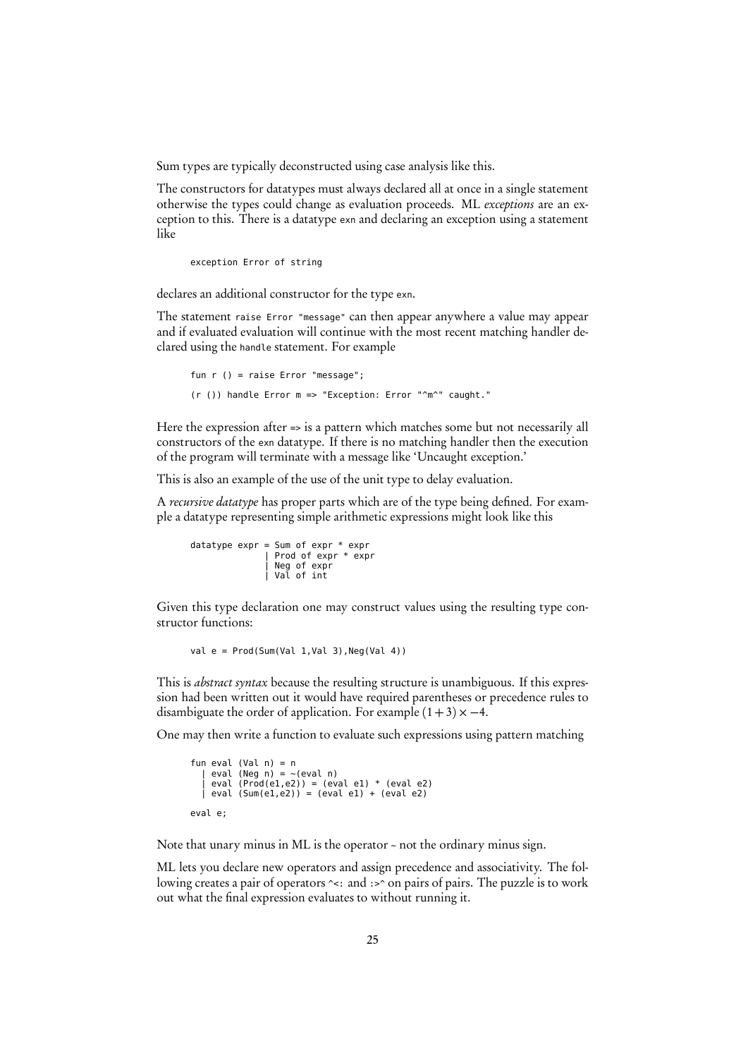Sum types are typically deconstructed using case analysis like this.

The constructors for datatypes must always declared all at once in a single statement otherwise the types could change as evaluation proceeds. ML *exceptions* are an exception to this. There is a datatype `exn` and declaring an exception using a statement like

```
exception Error of string
```

declares an additional constructor for the type `exn`.

The statement `raise Error "message"` can then appear anywhere a value may appear and if evaluated evaluation will continue with the most recent matching handler declared using the `handle` statement. For example

```
fun r () = raise Error "message";

(r ()) handle Error m => "Exception: Error "^m^" caught."
```

Here the expression after `=>` is a pattern which matches some but not necessarily all constructors of the `exn` datatype. If there is no matching handler then the execution of the program will terminate with a message like 'Uncaught exception.'

This is also an example of the use of the unit type to delay evaluation.

A *recursive datatype* has proper parts which are of the type being defined. For example a datatype representing simple arithmetic expressions might look like this

```
datatype expr = Sum of expr * expr
              | Prod of expr * expr
              | Neg of expr
              | Val of int
```

Given this type declaration one may construct values using the resulting type constructor functions:

```
val e = Prod(Sum(Val 1,Val 3),Neg(Val 4))
```

This is *abstract syntax* because the resulting structure is unambiguous. If this expression had been written out it would have required parentheses or precedence rules to disambiguate the order of application. For example $(1+3)\times -4$.

One may then write a function to evaluate such expressions using pattern matching

```
fun eval (Val n) = n
  | eval (Neg n) = ~(eval n)
  | eval (Prod(e1,e2)) = (eval e1) * (eval e2)
  | eval (Sum(e1,e2)) = (eval e1) + (eval e2)

eval e;
```

Note that unary minus in ML is the operator `~` not the ordinary minus sign.

ML lets you declare new operators and assign precedence and associativity. The following creates a pair of operators `^<:` and `:>^` on pairs of pairs. The puzzle is to work out what the final expression evaluates to without running it.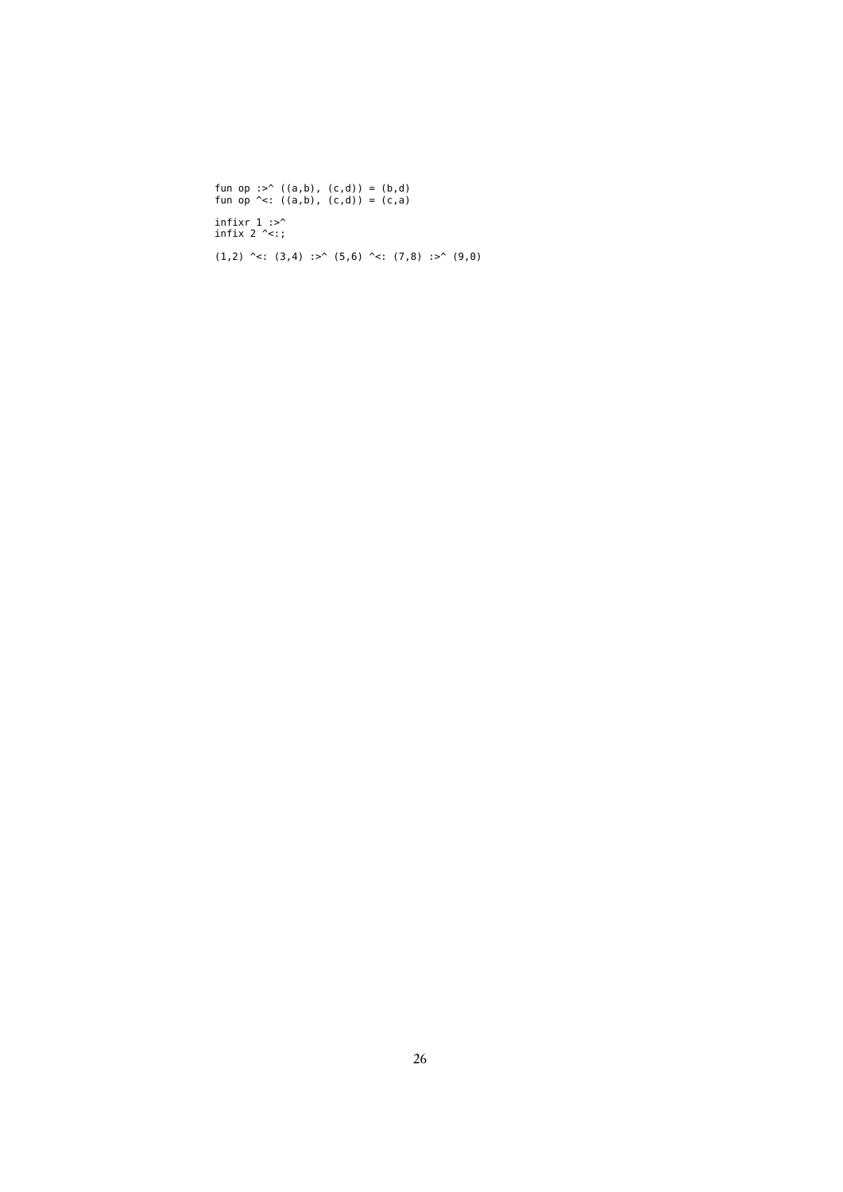```
fun op :>^ ((a,b), (c,d)) = (b,d)
fun op ^<: ((a,b), (c,d)) = (c,a)

infixr 1 :>^
infix 2 ^<:;

(1,2) ^<: (3,4) :>^ (5,6) ^<: (7,8) :>^ (9,0)
```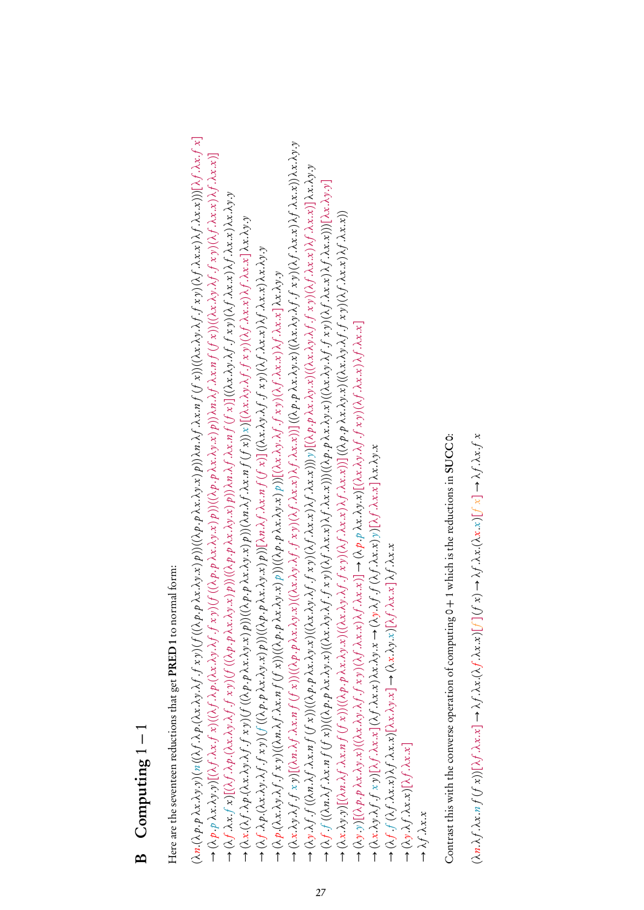# B Computing $1-1$

Here are the seventeen reductions that get **PRED** 1 to normal form:

$$(\lambda n.(\lambda p.p\,\lambda x.\lambda y.y)(n((\lambda f.\lambda p.(\lambda x.\lambda y.\lambda f.f\,x\,y)(f((\lambda p.p\,\lambda x.\lambda y.x)\,p))((\lambda p.p\,\lambda x.\lambda y.x)\,p))\lambda n.\lambda f.\lambda x.n\,f\,(f\,x))((\lambda x.\lambda y.\lambda f.f\,x\,y)(\lambda f.\lambda x.x)(\lambda f.\lambda x.x))))[\lambda f.\lambda x.f\,x]$$

$$\to (\lambda p.p\,\lambda x.\lambda y.y)[(\lambda f.\lambda x.f\,x)((\lambda f.\lambda p.(\lambda x.\lambda y.\lambda f.f\,x\,y)(f((\lambda p.p\,\lambda x.\lambda y.x)\,p))((\lambda p.p\,\lambda x.\lambda y.x)\,p))\lambda n.\lambda f.\lambda x.n\,f\,(f\,x))((\lambda x.\lambda y.\lambda f.f\,x\,y)(\lambda f.\lambda x.x)(\lambda f.\lambda x.x))]$$

$$\to (\lambda f.\lambda x.f\,x)[(\lambda f.\lambda p.(\lambda x.\lambda y.\lambda f.f\,x\,y)(f((\lambda p.p\,\lambda x.\lambda y.x)\,p))((\lambda p.p\,\lambda x.\lambda y.x)\,p))\lambda n.\lambda f.\lambda x.n\,f\,(f\,x)]((\lambda x.\lambda y.\lambda f.f\,x\,y)(\lambda f.\lambda x.x)\lambda f.\lambda x.x)\lambda x.\lambda y.y$$

$$\to (\lambda x.(\lambda f.\lambda p.(\lambda x.\lambda y.\lambda f.f\,x\,y)(f((\lambda p.p\,\lambda x.\lambda y.x)\,p))((\lambda p.p\,\lambda x.\lambda y.x)\,p))(\lambda n.\lambda f.\lambda x.n\,f\,(f\,x))\,x)[(\lambda x.\lambda y.\lambda f.f\,x\,y)(\lambda f.\lambda x.x)\lambda f.\lambda x.x]\lambda x.\lambda y.y$$

$$\to (\lambda f.\lambda p.(\lambda x.\lambda y.\lambda f.f\,x\,y)(f((\lambda p.p\,\lambda x.\lambda y.x)\,p))((\lambda p.p\,\lambda x.\lambda y.x)\,p))[\lambda n.\lambda f.\lambda x.n\,f\,(f\,x)]((\lambda x.\lambda y.\lambda f.f\,x\,y)(\lambda f.\lambda x.x)\lambda f.\lambda x.x)\lambda x.\lambda y.y$$

$$\to (\lambda p.(\lambda x.\lambda y.\lambda f.f\,x\,y)((\lambda n.\lambda f.\lambda x.n\,f\,(f\,x))((\lambda p.p\,\lambda x.\lambda y.x)\,p))((\lambda p.p\,\lambda x.\lambda y.x)\,p))[(\lambda x.\lambda y.\lambda f.f\,x\,y)(\lambda f.\lambda x.x)\lambda f.\lambda x.x]\lambda x.\lambda y.y$$

$$\to (\lambda x.\lambda y.\lambda f.f\,x\,y)[(\lambda n.\lambda f.\lambda x.n\,f\,(f\,x))((\lambda p.p\,\lambda x.\lambda y.x)((\lambda x.\lambda y.\lambda f.f\,x\,y)(\lambda f.\lambda x.x)\lambda f.\lambda x.x))]((\lambda p.p\,\lambda x.\lambda y.x)((\lambda x.\lambda y.\lambda f.f\,x\,y)(\lambda f.\lambda x.x)\lambda f.\lambda x.x))\lambda x.\lambda y.y$$

$$\to (\lambda y.\lambda f.f((\lambda n.\lambda f.\lambda x.n\,f\,(f\,x))((\lambda p.p\,\lambda x.\lambda y.x)((\lambda x.\lambda y.\lambda f.f\,x\,y)(\lambda f.\lambda x.x)\lambda f.\lambda x.x)))\,y)[(\lambda p.p\,\lambda x.\lambda y.x)((\lambda x.\lambda y.\lambda f.f\,x\,y)(\lambda f.\lambda x.x)\lambda f.\lambda x.x)]\lambda x.\lambda y.y$$

$$\to (\lambda f.f((\lambda n.\lambda f.\lambda x.n\,f\,(f\,x))((\lambda p.p\,\lambda x.\lambda y.x)((\lambda x.\lambda y.\lambda f.f\,x\,y)(\lambda f.\lambda x.x)\lambda f.\lambda x.x)))((\lambda p.p\,\lambda x.\lambda y.x)((\lambda x.\lambda y.\lambda f.f\,x\,y)(\lambda f.\lambda x.x)\lambda f.\lambda x.x)))[\lambda x.\lambda y.y]$$

$$\to (\lambda x.\lambda y.y)[(\lambda n.\lambda f.\lambda x.n\,f\,(f\,x))((\lambda p.p\,\lambda x.\lambda y.x)((\lambda x.\lambda y.\lambda f.f\,x\,y)(\lambda f.\lambda x.x)\lambda f.\lambda x.x))]((\lambda p.p\,\lambda x.\lambda y.x)((\lambda x.\lambda y.\lambda f.f\,x\,y)(\lambda f.\lambda x.x)\lambda f.\lambda x.x))$$

$$\to (\lambda y.y)[(\lambda p.p\,\lambda x.\lambda y.x)((\lambda x.\lambda y.\lambda f.f\,x\,y)(\lambda f.\lambda x.x)\lambda f.\lambda x.x)] \to (\lambda p.p\,\lambda x.\lambda y.x)[(\lambda x.\lambda y.\lambda f.f\,x\,y)(\lambda f.\lambda x.x)\lambda f.\lambda x.x]$$

$$\to (\lambda x.\lambda y.\lambda f.f\,x\,y)[\lambda f.\lambda x.x](\lambda f.\lambda x.x)\lambda x.\lambda y.x \to (\lambda y.\lambda f.f\,(\lambda f.\lambda x.x)\,y)[\lambda f.\lambda x.x]\lambda x.\lambda y.x$$

$$\to (\lambda f.f\,(\lambda f.\lambda x.x)\lambda f.\lambda x.x)[\lambda x.\lambda y.x] \to (\lambda x.\lambda y.x)[\lambda f.\lambda x.x]\lambda f.\lambda x.x$$

$$\to (\lambda y.\lambda f.\lambda x.x)[\lambda f.\lambda x.x]$$

$$\to \lambda f.\lambda x.x$$

Contrast this with the converse operation of computing $0+1$ which is the reductions in **SUCC** 0:

$$(\lambda n.\lambda f.\lambda x.n\,f\,(f\,x))[\lambda f.\lambda x.x] \to \lambda f.\lambda x.(\lambda f.\lambda x.x)[f](f\,x) \to \lambda f.\lambda x.(\lambda x.x)[f\,x] \to \lambda f.\lambda x.f\,x$$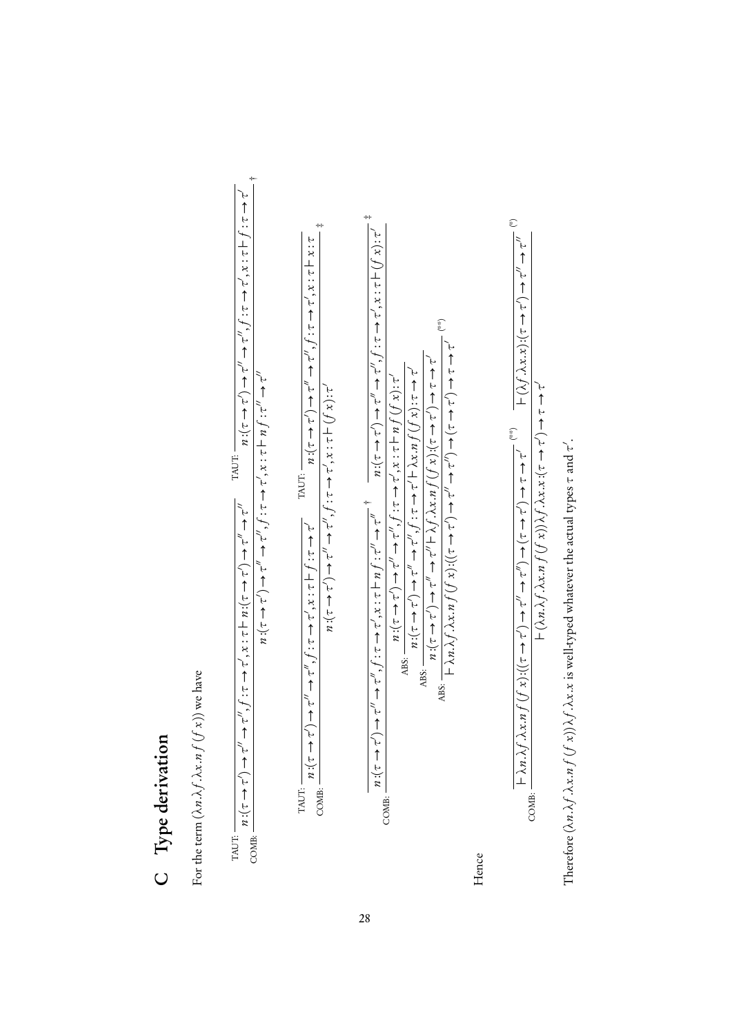## C Type derivation

For the term $(\lambda n.\lambda f.\lambda x.n\,f\,(f\,x))$ we have

$$
\text{COMB:}\ \dfrac{\text{TAUT:}\ \dfrac{}{n:(\tau\to\tau')\to\tau''\to\tau'', f:\tau\to\tau', x:\tau \vdash n:(\tau\to\tau')\to\tau''\to\tau''} \qquad \text{TAUT:}\ \dfrac{}{n:(\tau\to\tau')\to\tau''\to\tau'', f:\tau\to\tau', x:\tau \vdash f:\tau\to\tau'}}{n:(\tau\to\tau')\to\tau''\to\tau'', f:\tau\to\tau', x:\tau \vdash n\,f:\tau''\to\tau''}\ \dagger
$$

$$
\text{COMB:}\ \dfrac{\text{TAUT:}\ \dfrac{}{n:(\tau\to\tau')\to\tau''\to\tau'', f:\tau\to\tau', x:\tau \vdash f:\tau\to\tau'} \qquad \text{TAUT:}\ \dfrac{}{n:(\tau\to\tau')\to\tau''\to\tau'', f:\tau\to\tau', x:\tau \vdash x:\tau}}{n:(\tau\to\tau')\to\tau''\to\tau'', f:\tau\to\tau', x:\tau \vdash (f\,x):\tau'}\ \ddagger
$$

$$
\text{ABS:}\ \dfrac{\text{ABS:}\ \dfrac{\text{ABS:}\ \dfrac{\text{COMB:}\ \dfrac{\dfrac{}{n:(\tau\to\tau')\to\tau''\to\tau'', f:\tau\to\tau', x:\tau \vdash n\,f:\tau''\to\tau''}\ \dagger \qquad \dfrac{}{n:(\tau\to\tau')\to\tau''\to\tau'', f:\tau\to\tau', x:\tau \vdash (f\,x):\tau'}\ \ddagger}{n:(\tau\to\tau')\to\tau''\to\tau'', f:\tau\to\tau', x:\tau \vdash n\,f\,(f\,x):\tau'}}{n:(\tau\to\tau')\to\tau''\to\tau'', f:\tau\to\tau' \vdash \lambda x.n\,f\,(f\,x):\tau\to\tau'}}{n:(\tau\to\tau')\to\tau''\to\tau'' \vdash \lambda f.\lambda x.n\,f\,(f\,x):(\tau\to\tau')\to\tau\to\tau'}}{\vdash \lambda n.\lambda f.\lambda x.n\,f\,(f\,x):((\tau\to\tau')\to\tau''\to\tau'')\to(\tau\to\tau')\to\tau\to\tau'}\ ({*}{*})
$$

Hence

$$
\text{COMB:}\ \dfrac{\dfrac{}{\vdash \lambda n.\lambda f.\lambda x.n\,f\,(f\,x):((\tau\to\tau')\to\tau''\to\tau'')\to(\tau\to\tau')\to\tau\to\tau'}\ ({*}{*}) \qquad \dfrac{}{\vdash(\lambda f.\lambda x.x):(\tau\to\tau')\to\tau''\to\tau''}\ ({*})}{\vdash(\lambda n.\lambda f.\lambda x.n\,f\,(f\,x))\lambda f.\lambda x.x:(\tau\to\tau')\to\tau\to\tau'}
$$

Therefore $(\lambda n.\lambda f.\lambda x.n\,f\,(f\,x))\lambda f.\lambda x.x$ is well-typed whatever the actual types $\tau$ and $\tau'$.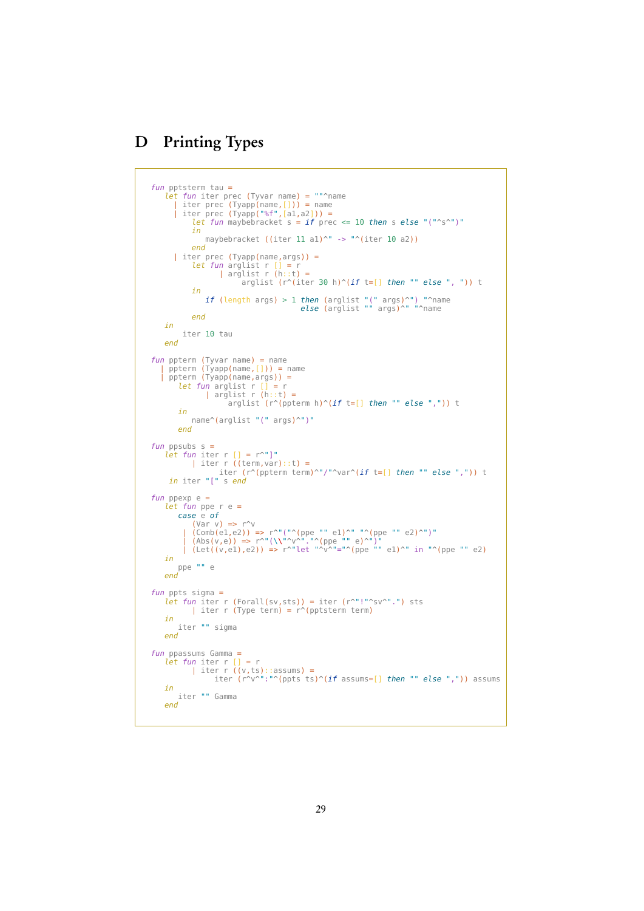# D Printing Types

```
fun pptsterm tau =
   let fun iter prec (Tyvar name) = ""^name
     | iter prec (Tyapp(name,[])) = name
     | iter prec (Tyapp("%f",[a1,a2])) =
          let fun maybebracket s = if prec <= 10 then s else "("^s^")"
          in
             maybebracket ((iter 11 a1)^" -> "^(iter 10 a2))
          end
     | iter prec (Tyapp(name,args)) =
          let fun arglist r [] = r
                | arglist r (h::t) =
                     arglist (r^(iter 30 h)^(if t=[] then "" else ", ")) t
          in
             if (length args) > 1 then (arglist "(" args)^") "^name
                                  else (arglist "" args)^" "^name
          end
   in
      iter 10 tau
   end

fun ppterm (Tyvar name) = name
  | ppterm (Tyapp(name,[])) = name
  | ppterm (Tyapp(name,args)) =
      let fun arglist r [] = r
            | arglist r (h::t) =
                 arglist (r^(ppterm h)^(if t=[] then "" else ",")) t
      in
         name^(arglist "(" args)^")"
      end

fun ppsubs s =
   let fun iter r [] = r^"]"
         | iter r ((term,var)::t) =
              iter (r^(ppterm term)^"/"^var^(if t=[] then "" else ",")) t
    in iter "[" s end

fun ppexp e =
   let fun ppe r e =
      case e of
         (Var v) => r^v
       | (Comb(e1,e2)) => r^"("^(ppe "" e1)^" "^(ppe "" e2)^")"
       | (Abs(v,e)) => r^"(\\"^v^"."^(ppe "" e)^")"
       | (Let((v,e1),e2)) => r^"let "^v^"="^(ppe "" e1)^" in "^(ppe "" e2)
   in
      ppe "" e
   end

fun ppts sigma =
   let fun iter r (Forall(sv,sts)) = iter (r^"!"^sv^".") sts
         | iter r (Type term) = r^(pptsterm term)
   in
      iter "" sigma
   end

fun ppassums Gamma =
   let fun iter r [] = r
         | iter r ((v,ts)::assums) =
              iter (r^v^":"^(ppts ts)^(if assums=[] then "" else ",")) assums
   in
      iter "" Gamma
   end
```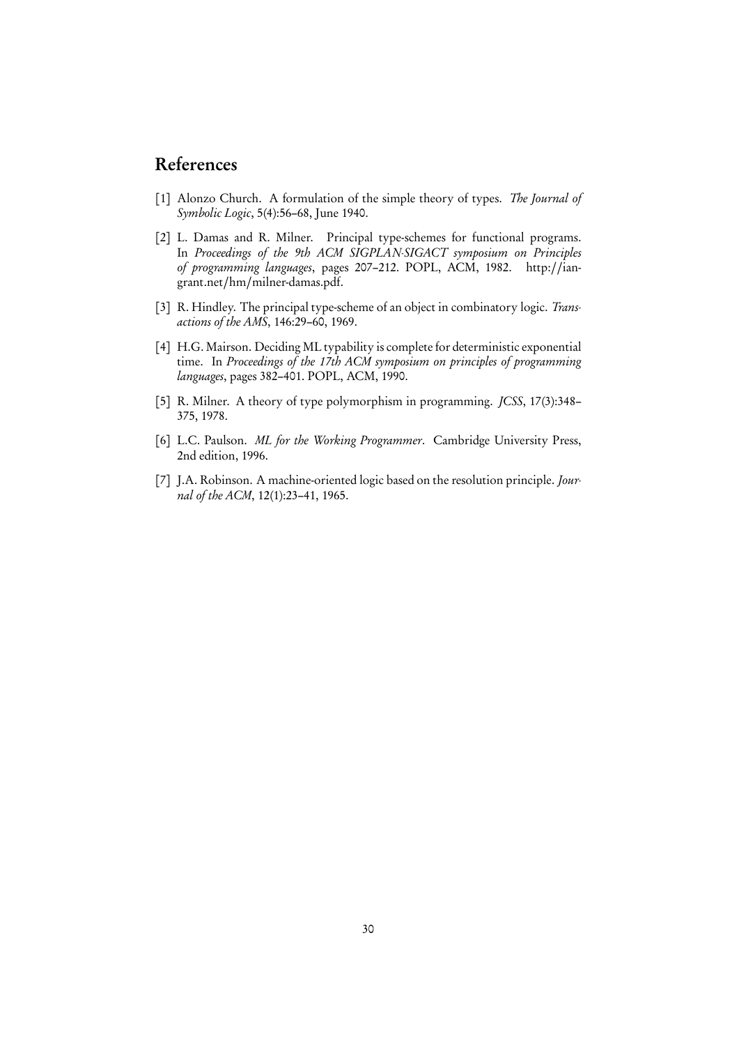## References

[1] Alonzo Church. A formulation of the simple theory of types. *The Journal of Symbolic Logic*, 5(4):56–68, June 1940.

[2] L. Damas and R. Milner. Principal type-schemes for functional programs. In *Proceedings of the 9th ACM SIGPLAN-SIGACT symposium on Principles of programming languages*, pages 207–212. POPL, ACM, 1982. http://iangrant.net/hm/milner-damas.pdf.

[3] R. Hindley. The principal type-scheme of an object in combinatory logic. *Transactions of the AMS*, 146:29–60, 1969.

[4] H.G. Mairson. Deciding ML typability is complete for deterministic exponential time. In *Proceedings of the 17th ACM symposium on principles of programming languages*, pages 382–401. POPL, ACM, 1990.

[5] R. Milner. A theory of type polymorphism in programming. *JCSS*, 17(3):348–375, 1978.

[6] L.C. Paulson. *ML for the Working Programmer*. Cambridge University Press, 2nd edition, 1996.

[7] J.A. Robinson. A machine-oriented logic based on the resolution principle. *Journal of the ACM*, 12(1):23–41, 1965.